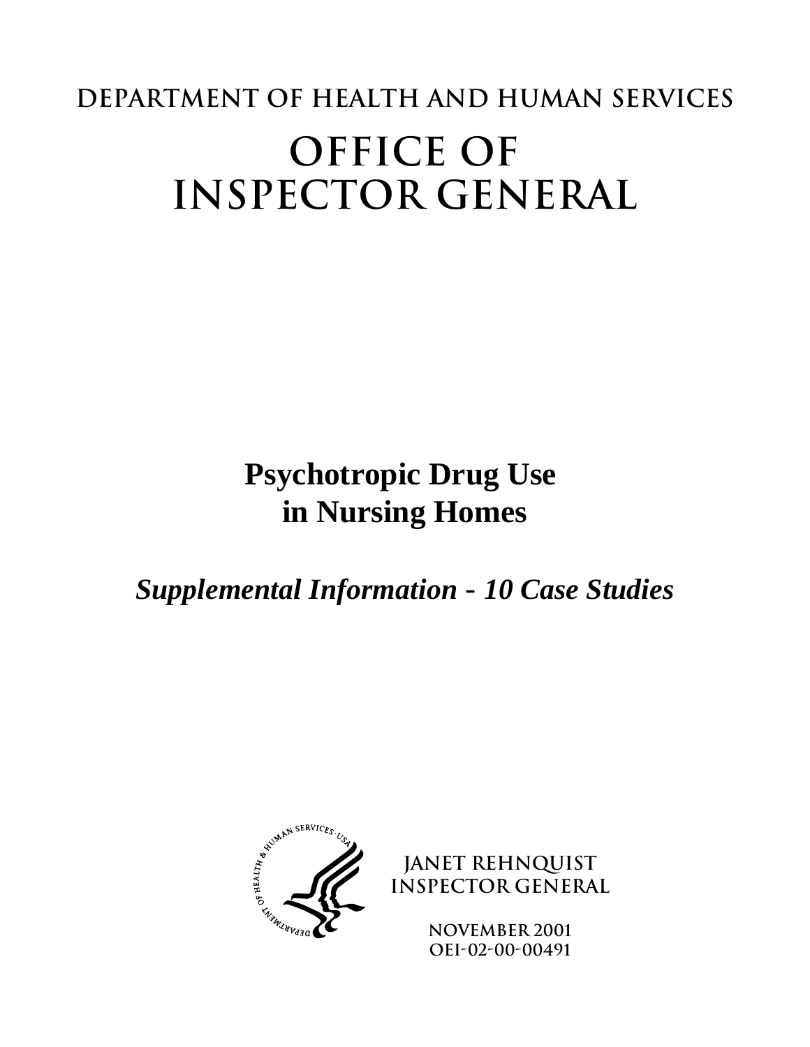# DEPARTMENT OF HEALTH AND HUMAN SERVICES

# OFFICE OF INSPECTOR GENERAL

## Psychotropic Drug Use in Nursing Homes

*Supplemental Information - 10 Case Studies*

JANET REHNQUIST
INSPECTOR GENERAL

NOVEMBER 2001
OEI-02-00-00491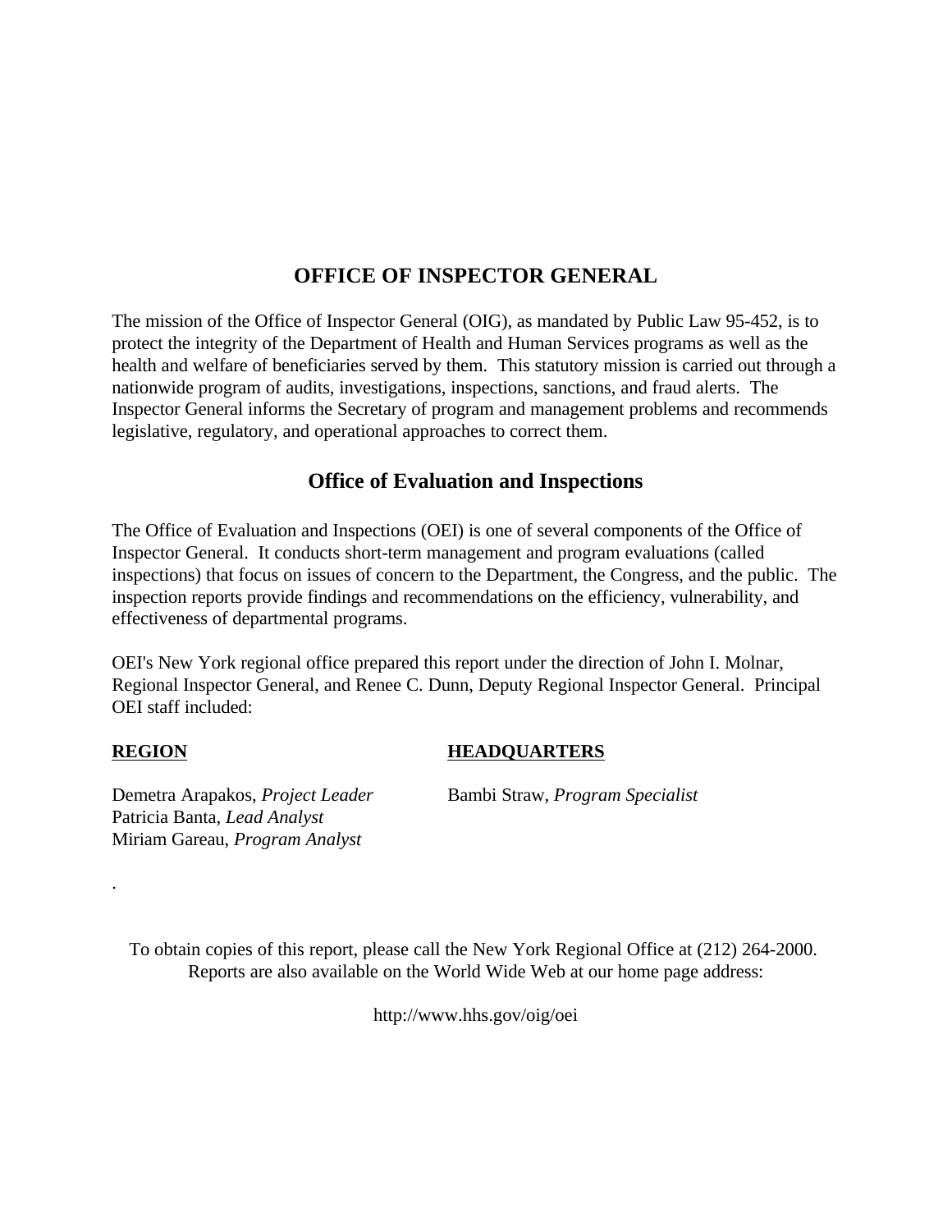# OFFICE OF INSPECTOR GENERAL

The mission of the Office of Inspector General (OIG), as mandated by Public Law 95-452, is to protect the integrity of the Department of Health and Human Services programs as well as the health and welfare of beneficiaries served by them. This statutory mission is carried out through a nationwide program of audits, investigations, inspections, sanctions, and fraud alerts. The Inspector General informs the Secretary of program and management problems and recommends legislative, regulatory, and operational approaches to correct them.

## Office of Evaluation and Inspections

The Office of Evaluation and Inspections (OEI) is one of several components of the Office of Inspector General. It conducts short-term management and program evaluations (called inspections) that focus on issues of concern to the Department, the Congress, and the public. The inspection reports provide findings and recommendations on the efficiency, vulnerability, and effectiveness of departmental programs.

OEI's New York regional office prepared this report under the direction of John I. Molnar, Regional Inspector General, and Renee C. Dunn, Deputy Regional Inspector General. Principal OEI staff included:

**REGION**

Demetra Arapakos, *Project Leader*
Patricia Banta, *Lead Analyst*
Miriam Gareau, *Program Analyst*

**HEADQUARTERS**

Bambi Straw, *Program Specialist*

To obtain copies of this report, please call the New York Regional Office at (212) 264-2000.
Reports are also available on the World Wide Web at our home page address:

http://www.hhs.gov/oig/oei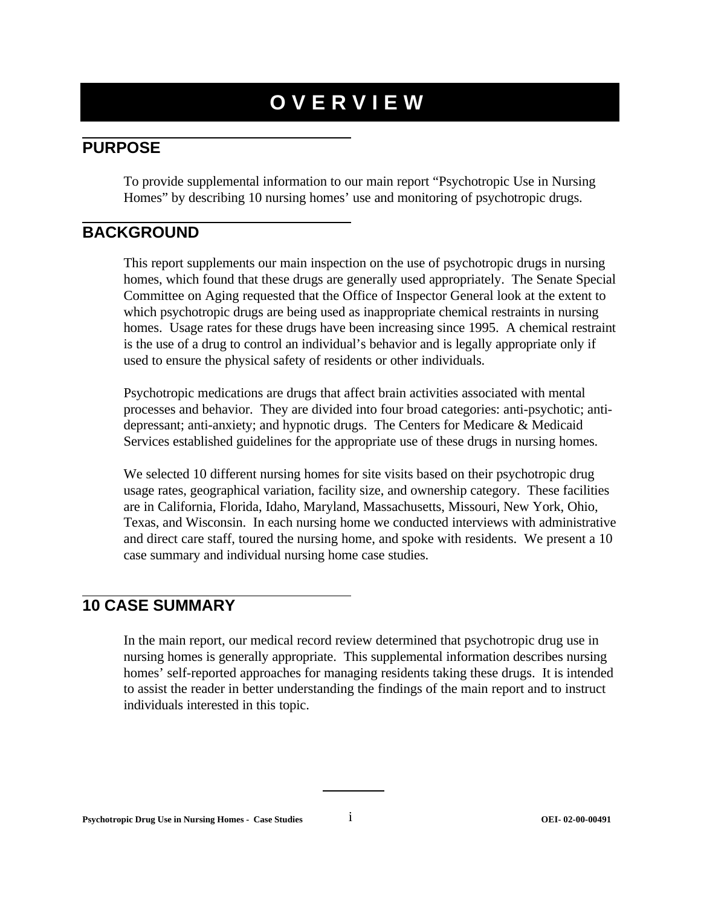# OVERVIEW

## PURPOSE

To provide supplemental information to our main report "Psychotropic Use in Nursing Homes" by describing 10 nursing homes' use and monitoring of psychotropic drugs.

## BACKGROUND

This report supplements our main inspection on the use of psychotropic drugs in nursing homes, which found that these drugs are generally used appropriately. The Senate Special Committee on Aging requested that the Office of Inspector General look at the extent to which psychotropic drugs are being used as inappropriate chemical restraints in nursing homes. Usage rates for these drugs have been increasing since 1995. A chemical restraint is the use of a drug to control an individual's behavior and is legally appropriate only if used to ensure the physical safety of residents or other individuals.

Psychotropic medications are drugs that affect brain activities associated with mental processes and behavior. They are divided into four broad categories: anti-psychotic; anti-depressant; anti-anxiety; and hypnotic drugs. The Centers for Medicare & Medicaid Services established guidelines for the appropriate use of these drugs in nursing homes.

We selected 10 different nursing homes for site visits based on their psychotropic drug usage rates, geographical variation, facility size, and ownership category. These facilities are in California, Florida, Idaho, Maryland, Massachusetts, Missouri, New York, Ohio, Texas, and Wisconsin. In each nursing home we conducted interviews with administrative and direct care staff, toured the nursing home, and spoke with residents. We present a 10 case summary and individual nursing home case studies.

## 10 CASE SUMMARY

In the main report, our medical record review determined that psychotropic drug use in nursing homes is generally appropriate. This supplemental information describes nursing homes' self-reported approaches for managing residents taking these drugs. It is intended to assist the reader in better understanding the findings of the main report and to instruct individuals interested in this topic.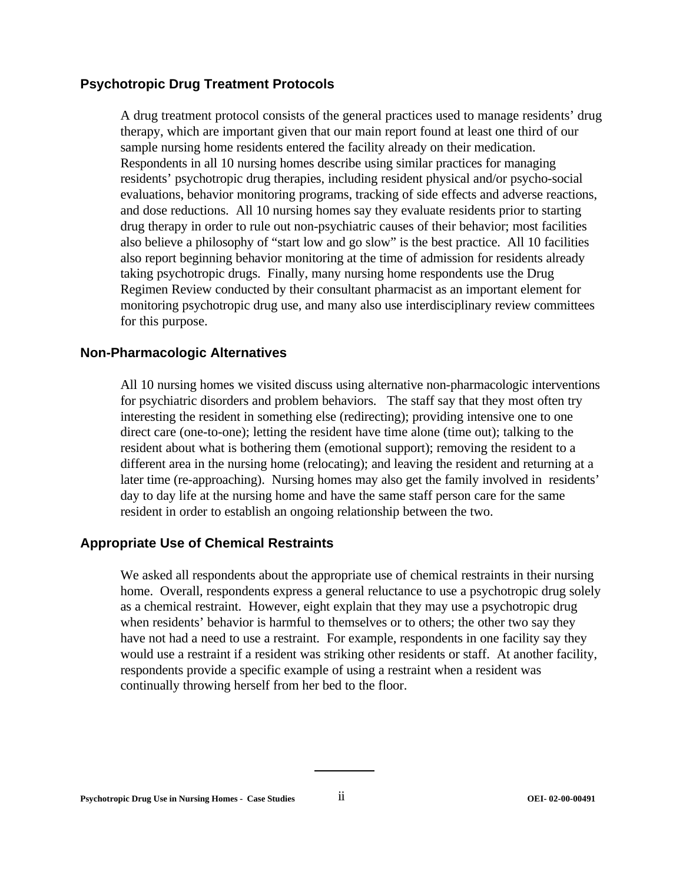## Psychotropic Drug Treatment Protocols

A drug treatment protocol consists of the general practices used to manage residents' drug therapy, which are important given that our main report found at least one third of our sample nursing home residents entered the facility already on their medication. Respondents in all 10 nursing homes describe using similar practices for managing residents' psychotropic drug therapies, including resident physical and/or psycho-social evaluations, behavior monitoring programs, tracking of side effects and adverse reactions, and dose reductions. All 10 nursing homes say they evaluate residents prior to starting drug therapy in order to rule out non-psychiatric causes of their behavior; most facilities also believe a philosophy of "start low and go slow" is the best practice. All 10 facilities also report beginning behavior monitoring at the time of admission for residents already taking psychotropic drugs. Finally, many nursing home respondents use the Drug Regimen Review conducted by their consultant pharmacist as an important element for monitoring psychotropic drug use, and many also use interdisciplinary review committees for this purpose.

## Non-Pharmacologic Alternatives

All 10 nursing homes we visited discuss using alternative non-pharmacologic interventions for psychiatric disorders and problem behaviors. The staff say that they most often try interesting the resident in something else (redirecting); providing intensive one to one direct care (one-to-one); letting the resident have time alone (time out); talking to the resident about what is bothering them (emotional support); removing the resident to a different area in the nursing home (relocating); and leaving the resident and returning at a later time (re-approaching). Nursing homes may also get the family involved in residents' day to day life at the nursing home and have the same staff person care for the same resident in order to establish an ongoing relationship between the two.

## Appropriate Use of Chemical Restraints

We asked all respondents about the appropriate use of chemical restraints in their nursing home. Overall, respondents express a general reluctance to use a psychotropic drug solely as a chemical restraint. However, eight explain that they may use a psychotropic drug when residents' behavior is harmful to themselves or to others; the other two say they have not had a need to use a restraint. For example, respondents in one facility say they would use a restraint if a resident was striking other residents or staff. At another facility, respondents provide a specific example of using a restraint when a resident was continually throwing herself from her bed to the floor.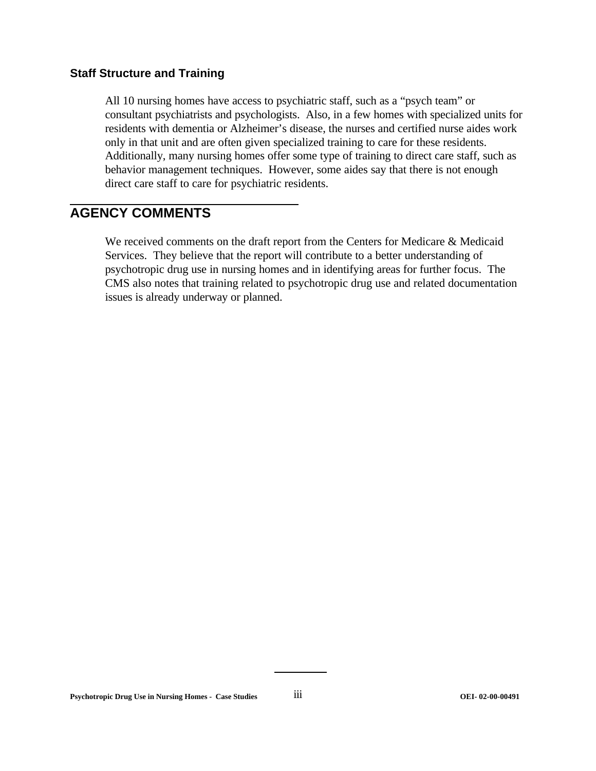### Staff Structure and Training

All 10 nursing homes have access to psychiatric staff, such as a "psych team" or consultant psychiatrists and psychologists. Also, in a few homes with specialized units for residents with dementia or Alzheimer's disease, the nurses and certified nurse aides work only in that unit and are often given specialized training to care for these residents. Additionally, many nursing homes offer some type of training to direct care staff, such as behavior management techniques. However, some aides say that there is not enough direct care staff to care for psychiatric residents.

## AGENCY COMMENTS

We received comments on the draft report from the Centers for Medicare & Medicaid Services. They believe that the report will contribute to a better understanding of psychotropic drug use in nursing homes and in identifying areas for further focus. The CMS also notes that training related to psychotropic drug use and related documentation issues is already underway or planned.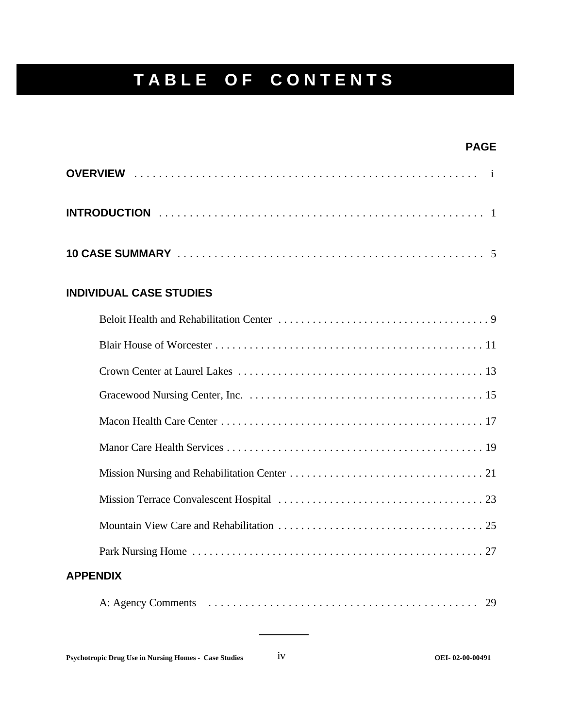# TABLE OF CONTENTS

| | PAGE |
|---|---|
| **OVERVIEW** | i |
| **INTRODUCTION** | 1 |
| **10 CASE SUMMARY** | 5 |
| **INDIVIDUAL CASE STUDIES** | |
| Beloit Health and Rehabilitation Center | 9 |
| Blair House of Worcester | 11 |
| Crown Center at Laurel Lakes | 13 |
| Gracewood Nursing Center, Inc. | 15 |
| Macon Health Care Center | 17 |
| Manor Care Health Services | 19 |
| Mission Nursing and Rehabilitation Center | 21 |
| Mission Terrace Convalescent Hospital | 23 |
| Mountain View Care and Rehabilitation | 25 |
| Park Nursing Home | 27 |
| **APPENDIX** | |
| A: Agency Comments | 29 |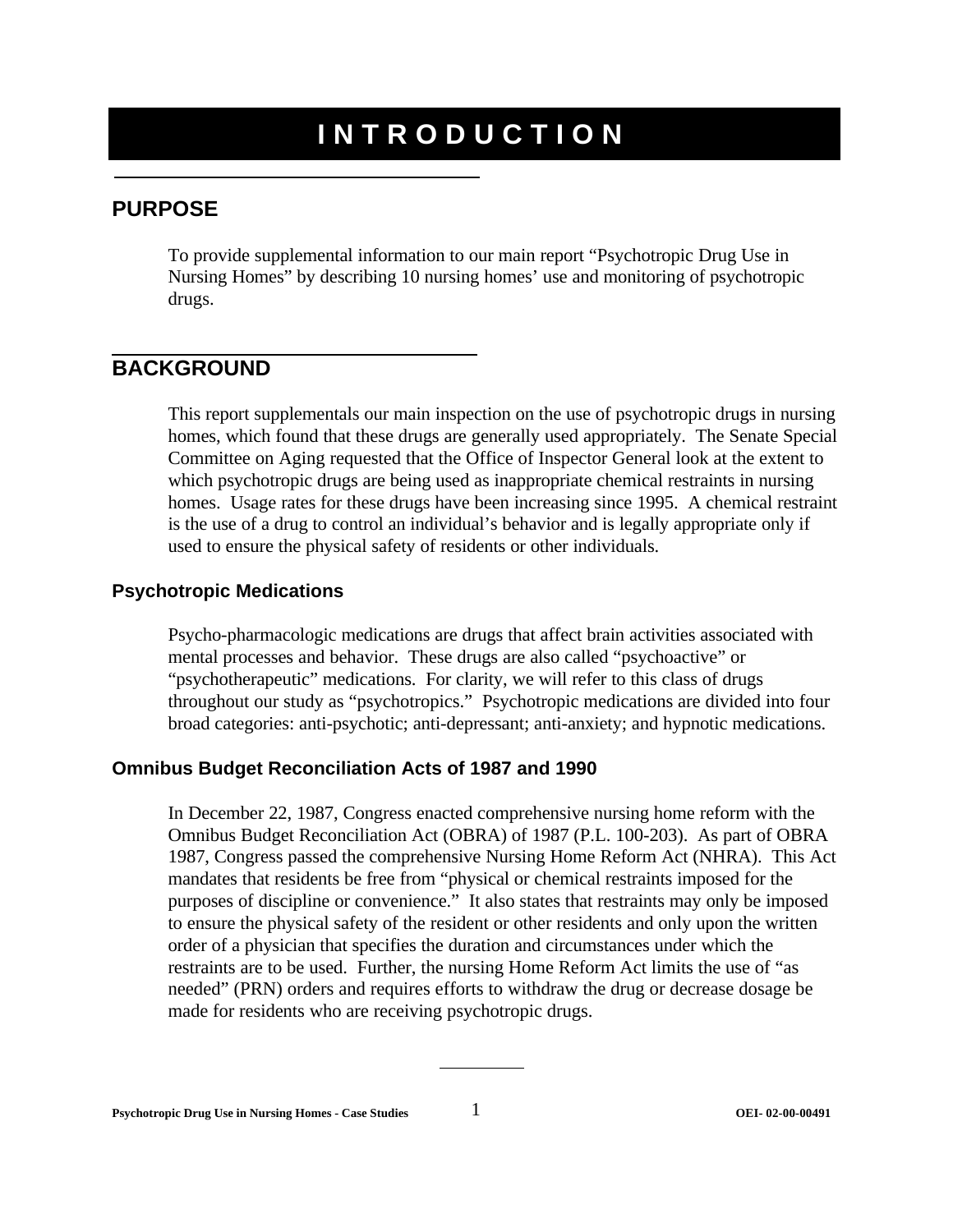# INTRODUCTION

## PURPOSE

To provide supplemental information to our main report "Psychotropic Drug Use in Nursing Homes" by describing 10 nursing homes' use and monitoring of psychotropic drugs.

## BACKGROUND

This report supplementals our main inspection on the use of psychotropic drugs in nursing homes, which found that these drugs are generally used appropriately. The Senate Special Committee on Aging requested that the Office of Inspector General look at the extent to which psychotropic drugs are being used as inappropriate chemical restraints in nursing homes. Usage rates for these drugs have been increasing since 1995. A chemical restraint is the use of a drug to control an individual's behavior and is legally appropriate only if used to ensure the physical safety of residents or other individuals.

### Psychotropic Medications

Psycho-pharmacologic medications are drugs that affect brain activities associated with mental processes and behavior. These drugs are also called "psychoactive" or "psychotherapeutic" medications. For clarity, we will refer to this class of drugs throughout our study as "psychotropics." Psychotropic medications are divided into four broad categories: anti-psychotic; anti-depressant; anti-anxiety; and hypnotic medications.

### Omnibus Budget Reconciliation Acts of 1987 and 1990

In December 22, 1987, Congress enacted comprehensive nursing home reform with the Omnibus Budget Reconciliation Act (OBRA) of 1987 (P.L. 100-203). As part of OBRA 1987, Congress passed the comprehensive Nursing Home Reform Act (NHRA). This Act mandates that residents be free from "physical or chemical restraints imposed for the purposes of discipline or convenience." It also states that restraints may only be imposed to ensure the physical safety of the resident or other residents and only upon the written order of a physician that specifies the duration and circumstances under which the restraints are to be used. Further, the nursing Home Reform Act limits the use of "as needed" (PRN) orders and requires efforts to withdraw the drug or decrease dosage be made for residents who are receiving psychotropic drugs.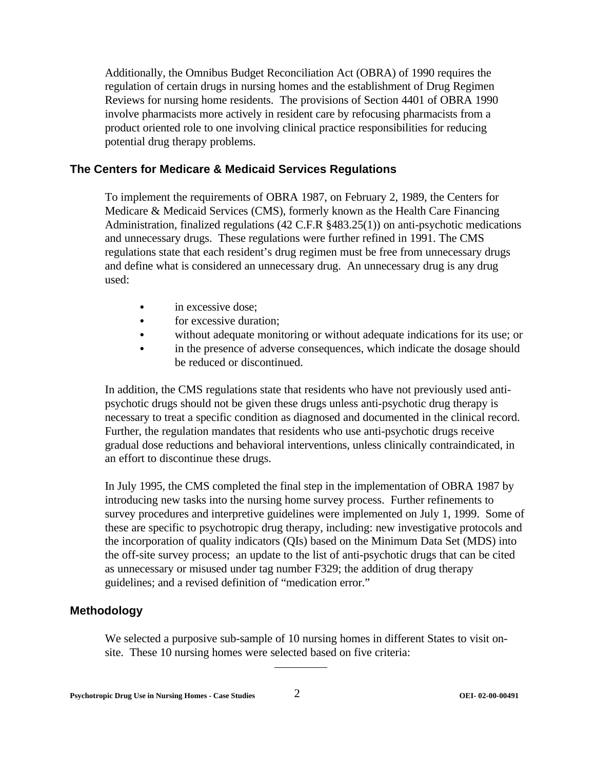Additionally, the Omnibus Budget Reconciliation Act (OBRA) of 1990 requires the regulation of certain drugs in nursing homes and the establishment of Drug Regimen Reviews for nursing home residents. The provisions of Section 4401 of OBRA 1990 involve pharmacists more actively in resident care by refocusing pharmacists from a product oriented role to one involving clinical practice responsibilities for reducing potential drug therapy problems.

## The Centers for Medicare & Medicaid Services Regulations

To implement the requirements of OBRA 1987, on February 2, 1989, the Centers for Medicare & Medicaid Services (CMS), formerly known as the Health Care Financing Administration, finalized regulations (42 C.F.R §483.25(1)) on anti-psychotic medications and unnecessary drugs. These regulations were further refined in 1991. The CMS regulations state that each resident's drug regimen must be free from unnecessary drugs and define what is considered an unnecessary drug. An unnecessary drug is any drug used:

- in excessive dose;
- for excessive duration;
- without adequate monitoring or without adequate indications for its use; or
- in the presence of adverse consequences, which indicate the dosage should be reduced or discontinued.

In addition, the CMS regulations state that residents who have not previously used anti-psychotic drugs should not be given these drugs unless anti-psychotic drug therapy is necessary to treat a specific condition as diagnosed and documented in the clinical record. Further, the regulation mandates that residents who use anti-psychotic drugs receive gradual dose reductions and behavioral interventions, unless clinically contraindicated, in an effort to discontinue these drugs.

In July 1995, the CMS completed the final step in the implementation of OBRA 1987 by introducing new tasks into the nursing home survey process. Further refinements to survey procedures and interpretive guidelines were implemented on July 1, 1999. Some of these are specific to psychotropic drug therapy, including: new investigative protocols and the incorporation of quality indicators (QIs) based on the Minimum Data Set (MDS) into the off-site survey process; an update to the list of anti-psychotic drugs that can be cited as unnecessary or misused under tag number F329; the addition of drug therapy guidelines; and a revised definition of "medication error."

## Methodology

We selected a purposive sub-sample of 10 nursing homes in different States to visit on-site. These 10 nursing homes were selected based on five criteria: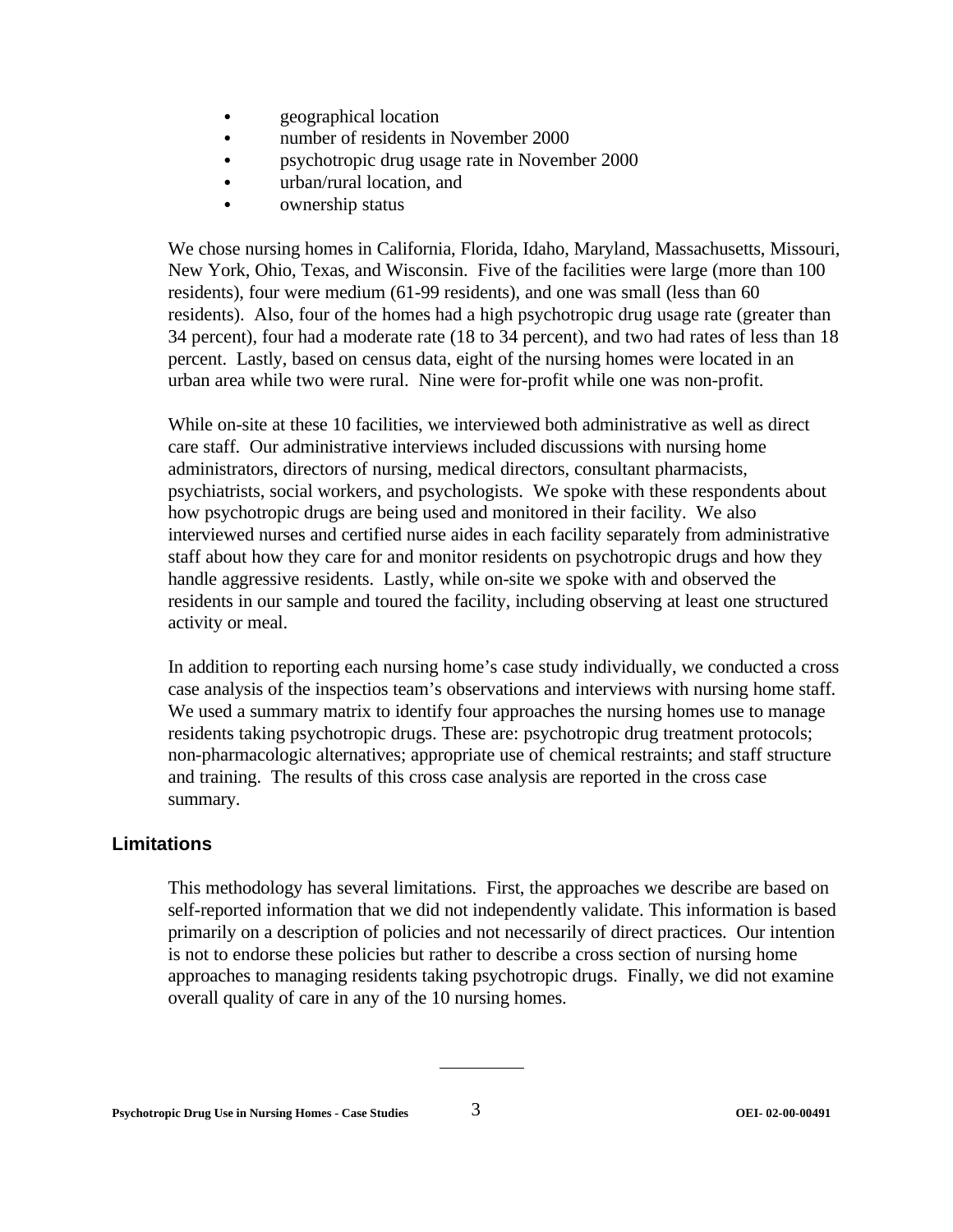- geographical location
- number of residents in November 2000
- psychotropic drug usage rate in November 2000
- urban/rural location, and
- ownership status

We chose nursing homes in California, Florida, Idaho, Maryland, Massachusetts, Missouri, New York, Ohio, Texas, and Wisconsin. Five of the facilities were large (more than 100 residents), four were medium (61-99 residents), and one was small (less than 60 residents). Also, four of the homes had a high psychotropic drug usage rate (greater than 34 percent), four had a moderate rate (18 to 34 percent), and two had rates of less than 18 percent. Lastly, based on census data, eight of the nursing homes were located in an urban area while two were rural. Nine were for-profit while one was non-profit.

While on-site at these 10 facilities, we interviewed both administrative as well as direct care staff. Our administrative interviews included discussions with nursing home administrators, directors of nursing, medical directors, consultant pharmacists, psychiatrists, social workers, and psychologists. We spoke with these respondents about how psychotropic drugs are being used and monitored in their facility. We also interviewed nurses and certified nurse aides in each facility separately from administrative staff about how they care for and monitor residents on psychotropic drugs and how they handle aggressive residents. Lastly, while on-site we spoke with and observed the residents in our sample and toured the facility, including observing at least one structured activity or meal.

In addition to reporting each nursing home's case study individually, we conducted a cross case analysis of the inspectios team's observations and interviews with nursing home staff. We used a summary matrix to identify four approaches the nursing homes use to manage residents taking psychotropic drugs. These are: psychotropic drug treatment protocols; non-pharmacologic alternatives; appropriate use of chemical restraints; and staff structure and training. The results of this cross case analysis are reported in the cross case summary.

## Limitations

This methodology has several limitations. First, the approaches we describe are based on self-reported information that we did not independently validate. This information is based primarily on a description of policies and not necessarily of direct practices. Our intention is not to endorse these policies but rather to describe a cross section of nursing home approaches to managing residents taking psychotropic drugs. Finally, we did not examine overall quality of care in any of the 10 nursing homes.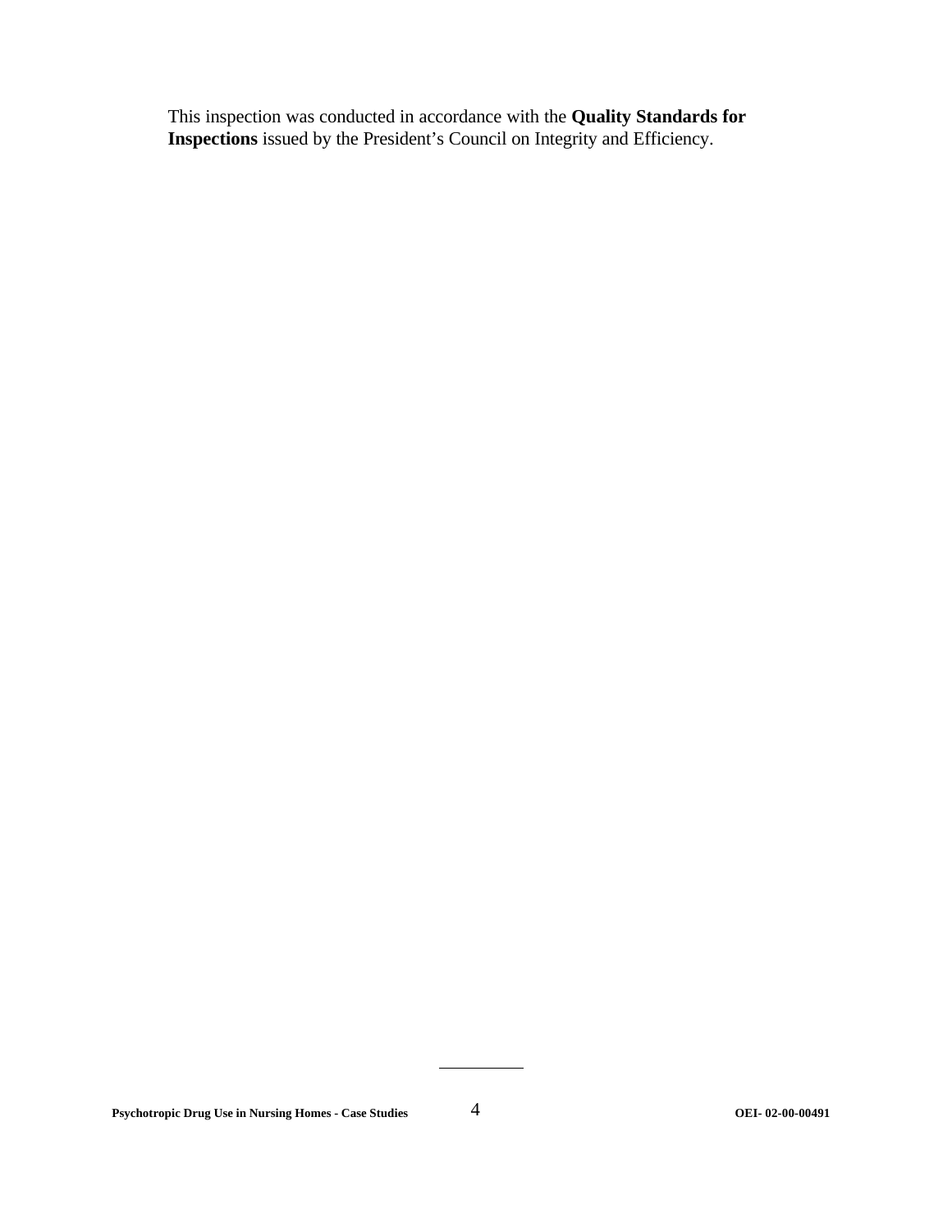This inspection was conducted in accordance with the **Quality Standards for Inspections** issued by the President's Council on Integrity and Efficiency.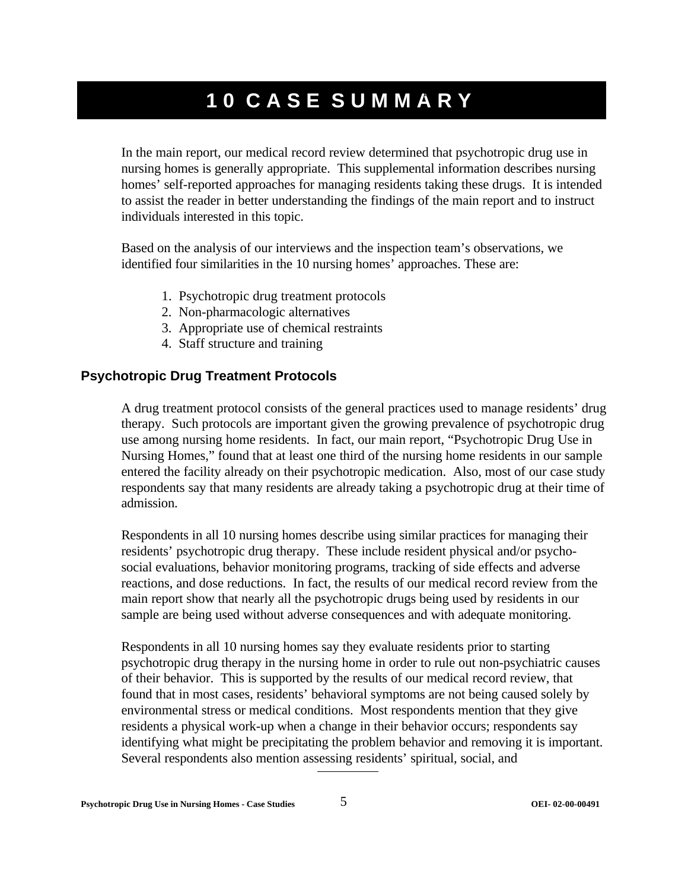# 10 CASE SUMMARY

In the main report, our medical record review determined that psychotropic drug use in nursing homes is generally appropriate. This supplemental information describes nursing homes' self-reported approaches for managing residents taking these drugs. It is intended to assist the reader in better understanding the findings of the main report and to instruct individuals interested in this topic.

Based on the analysis of our interviews and the inspection team's observations, we identified four similarities in the 10 nursing homes' approaches. These are:

1. Psychotropic drug treatment protocols
2. Non-pharmacologic alternatives
3. Appropriate use of chemical restraints
4. Staff structure and training

## Psychotropic Drug Treatment Protocols

A drug treatment protocol consists of the general practices used to manage residents' drug therapy. Such protocols are important given the growing prevalence of psychotropic drug use among nursing home residents. In fact, our main report, "Psychotropic Drug Use in Nursing Homes," found that at least one third of the nursing home residents in our sample entered the facility already on their psychotropic medication. Also, most of our case study respondents say that many residents are already taking a psychotropic drug at their time of admission.

Respondents in all 10 nursing homes describe using similar practices for managing their residents' psychotropic drug therapy. These include resident physical and/or psycho-social evaluations, behavior monitoring programs, tracking of side effects and adverse reactions, and dose reductions. In fact, the results of our medical record review from the main report show that nearly all the psychotropic drugs being used by residents in our sample are being used without adverse consequences and with adequate monitoring.

Respondents in all 10 nursing homes say they evaluate residents prior to starting psychotropic drug therapy in the nursing home in order to rule out non-psychiatric causes of their behavior. This is supported by the results of our medical record review, that found that in most cases, residents' behavioral symptoms are not being caused solely by environmental stress or medical conditions. Most respondents mention that they give residents a physical work-up when a change in their behavior occurs; respondents say identifying what might be precipitating the problem behavior and removing it is important. Several respondents also mention assessing residents' spiritual, social, and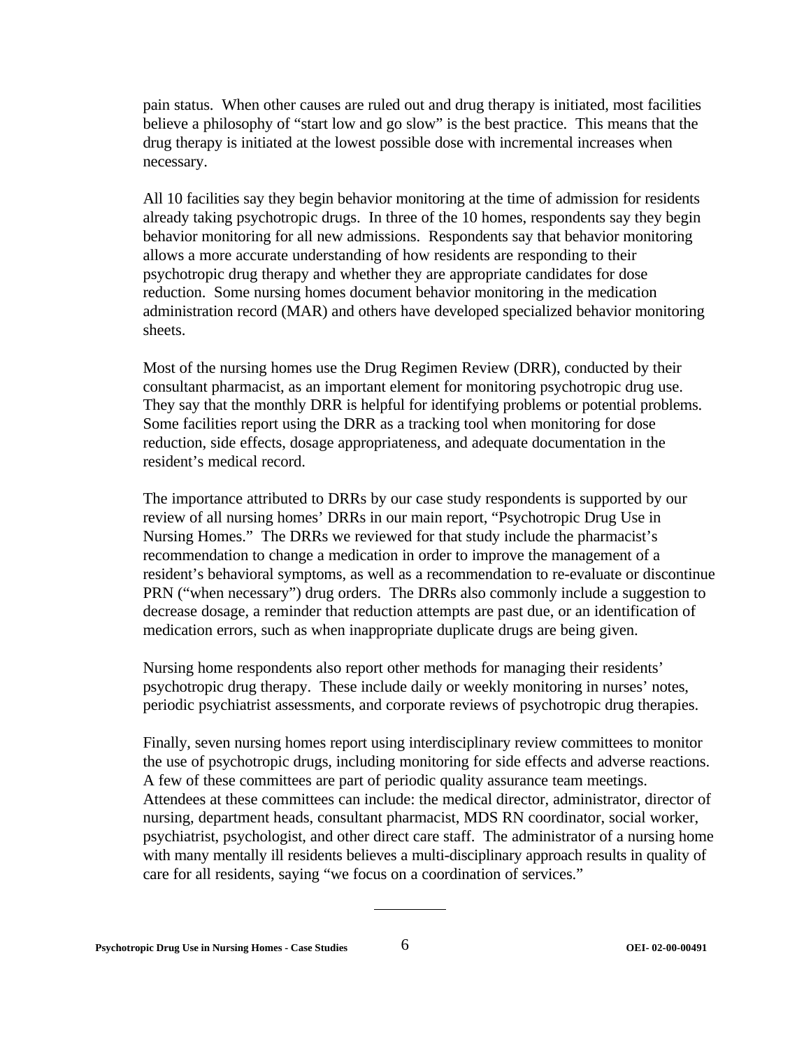pain status. When other causes are ruled out and drug therapy is initiated, most facilities believe a philosophy of "start low and go slow" is the best practice. This means that the drug therapy is initiated at the lowest possible dose with incremental increases when necessary.

All 10 facilities say they begin behavior monitoring at the time of admission for residents already taking psychotropic drugs. In three of the 10 homes, respondents say they begin behavior monitoring for all new admissions. Respondents say that behavior monitoring allows a more accurate understanding of how residents are responding to their psychotropic drug therapy and whether they are appropriate candidates for dose reduction. Some nursing homes document behavior monitoring in the medication administration record (MAR) and others have developed specialized behavior monitoring sheets.

Most of the nursing homes use the Drug Regimen Review (DRR), conducted by their consultant pharmacist, as an important element for monitoring psychotropic drug use. They say that the monthly DRR is helpful for identifying problems or potential problems. Some facilities report using the DRR as a tracking tool when monitoring for dose reduction, side effects, dosage appropriateness, and adequate documentation in the resident's medical record.

The importance attributed to DRRs by our case study respondents is supported by our review of all nursing homes' DRRs in our main report, "Psychotropic Drug Use in Nursing Homes." The DRRs we reviewed for that study include the pharmacist's recommendation to change a medication in order to improve the management of a resident's behavioral symptoms, as well as a recommendation to re-evaluate or discontinue PRN ("when necessary") drug orders. The DRRs also commonly include a suggestion to decrease dosage, a reminder that reduction attempts are past due, or an identification of medication errors, such as when inappropriate duplicate drugs are being given.

Nursing home respondents also report other methods for managing their residents' psychotropic drug therapy. These include daily or weekly monitoring in nurses' notes, periodic psychiatrist assessments, and corporate reviews of psychotropic drug therapies.

Finally, seven nursing homes report using interdisciplinary review committees to monitor the use of psychotropic drugs, including monitoring for side effects and adverse reactions. A few of these committees are part of periodic quality assurance team meetings. Attendees at these committees can include: the medical director, administrator, director of nursing, department heads, consultant pharmacist, MDS RN coordinator, social worker, psychiatrist, psychologist, and other direct care staff. The administrator of a nursing home with many mentally ill residents believes a multi-disciplinary approach results in quality of care for all residents, saying "we focus on a coordination of services."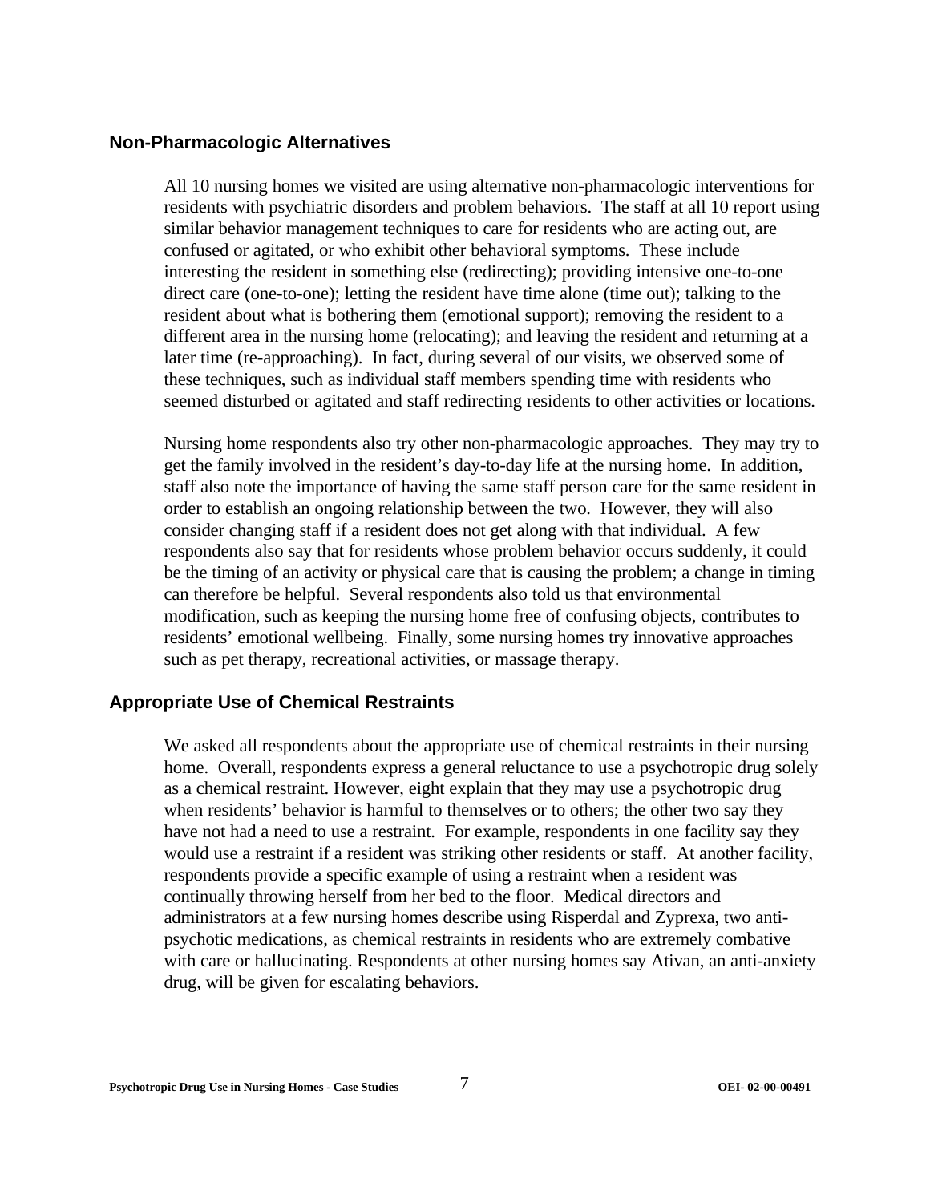## Non-Pharmacologic Alternatives

All 10 nursing homes we visited are using alternative non-pharmacologic interventions for residents with psychiatric disorders and problem behaviors. The staff at all 10 report using similar behavior management techniques to care for residents who are acting out, are confused or agitated, or who exhibit other behavioral symptoms. These include interesting the resident in something else (redirecting); providing intensive one-to-one direct care (one-to-one); letting the resident have time alone (time out); talking to the resident about what is bothering them (emotional support); removing the resident to a different area in the nursing home (relocating); and leaving the resident and returning at a later time (re-approaching). In fact, during several of our visits, we observed some of these techniques, such as individual staff members spending time with residents who seemed disturbed or agitated and staff redirecting residents to other activities or locations.

Nursing home respondents also try other non-pharmacologic approaches. They may try to get the family involved in the resident's day-to-day life at the nursing home. In addition, staff also note the importance of having the same staff person care for the same resident in order to establish an ongoing relationship between the two. However, they will also consider changing staff if a resident does not get along with that individual. A few respondents also say that for residents whose problem behavior occurs suddenly, it could be the timing of an activity or physical care that is causing the problem; a change in timing can therefore be helpful. Several respondents also told us that environmental modification, such as keeping the nursing home free of confusing objects, contributes to residents' emotional wellbeing. Finally, some nursing homes try innovative approaches such as pet therapy, recreational activities, or massage therapy.

## Appropriate Use of Chemical Restraints

We asked all respondents about the appropriate use of chemical restraints in their nursing home. Overall, respondents express a general reluctance to use a psychotropic drug solely as a chemical restraint. However, eight explain that they may use a psychotropic drug when residents' behavior is harmful to themselves or to others; the other two say they have not had a need to use a restraint. For example, respondents in one facility say they would use a restraint if a resident was striking other residents or staff. At another facility, respondents provide a specific example of using a restraint when a resident was continually throwing herself from her bed to the floor. Medical directors and administrators at a few nursing homes describe using Risperdal and Zyprexa, two anti-psychotic medications, as chemical restraints in residents who are extremely combative with care or hallucinating. Respondents at other nursing homes say Ativan, an anti-anxiety drug, will be given for escalating behaviors.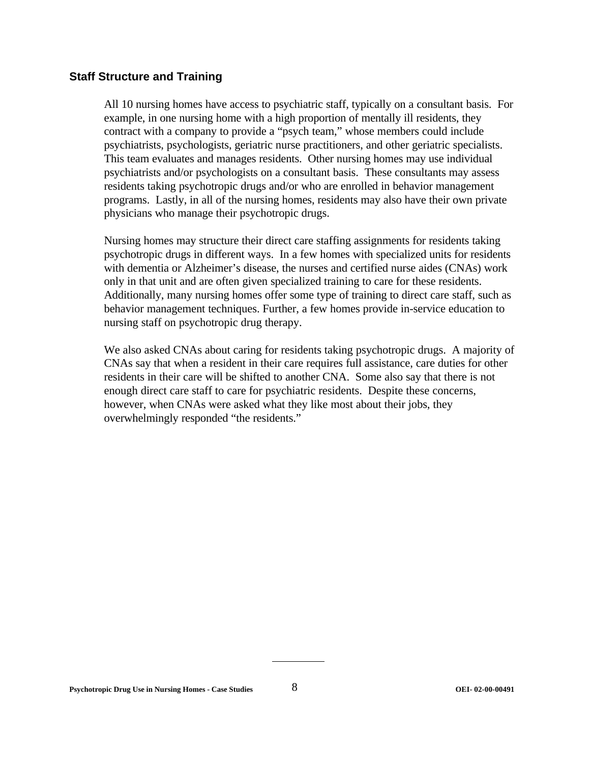## Staff Structure and Training

All 10 nursing homes have access to psychiatric staff, typically on a consultant basis. For example, in one nursing home with a high proportion of mentally ill residents, they contract with a company to provide a "psych team," whose members could include psychiatrists, psychologists, geriatric nurse practitioners, and other geriatric specialists. This team evaluates and manages residents. Other nursing homes may use individual psychiatrists and/or psychologists on a consultant basis. These consultants may assess residents taking psychotropic drugs and/or who are enrolled in behavior management programs. Lastly, in all of the nursing homes, residents may also have their own private physicians who manage their psychotropic drugs.

Nursing homes may structure their direct care staffing assignments for residents taking psychotropic drugs in different ways. In a few homes with specialized units for residents with dementia or Alzheimer's disease, the nurses and certified nurse aides (CNAs) work only in that unit and are often given specialized training to care for these residents. Additionally, many nursing homes offer some type of training to direct care staff, such as behavior management techniques. Further, a few homes provide in-service education to nursing staff on psychotropic drug therapy.

We also asked CNAs about caring for residents taking psychotropic drugs. A majority of CNAs say that when a resident in their care requires full assistance, care duties for other residents in their care will be shifted to another CNA. Some also say that there is not enough direct care staff to care for psychiatric residents. Despite these concerns, however, when CNAs were asked what they like most about their jobs, they overwhelmingly responded "the residents."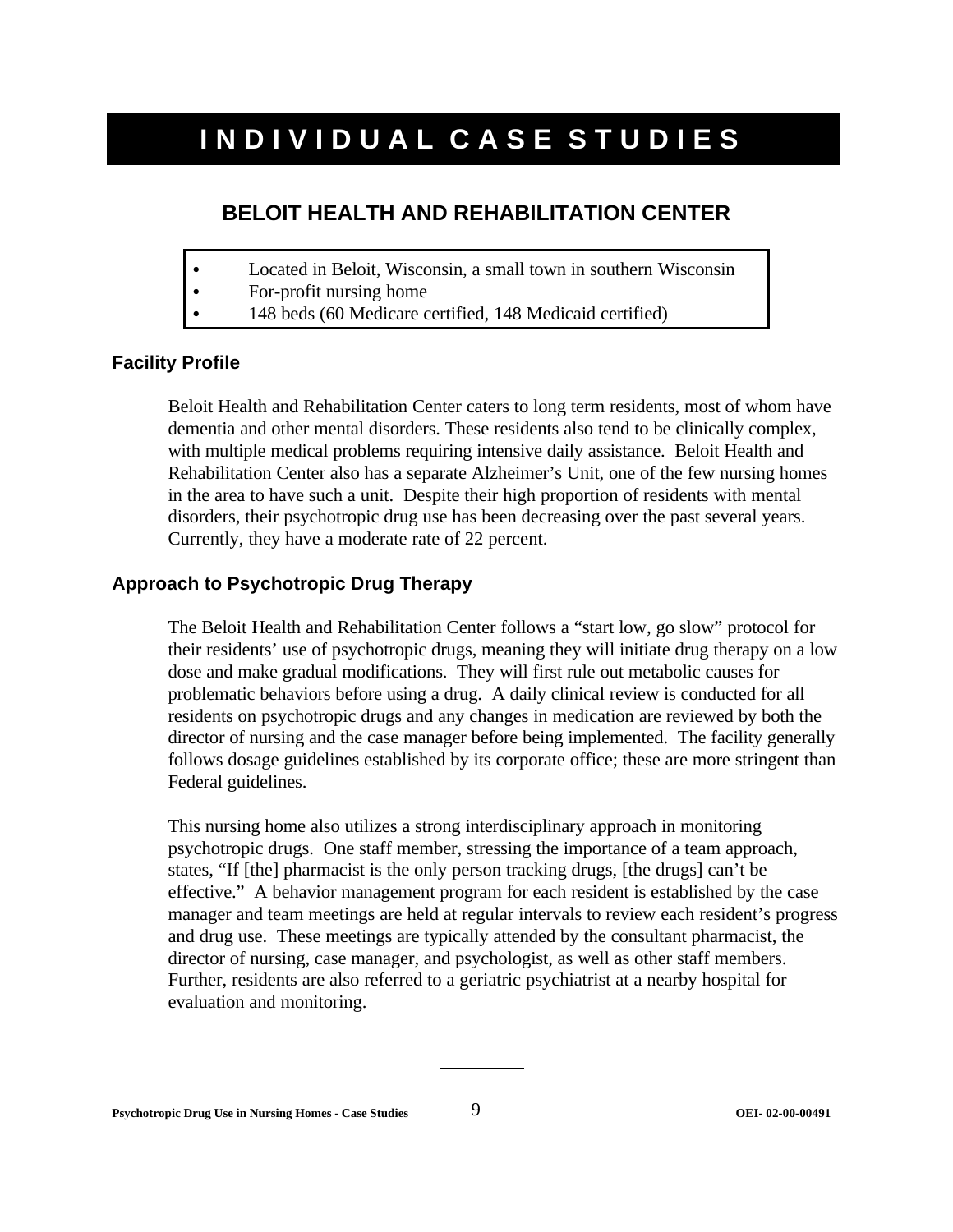# INDIVIDUAL CASE STUDIES

## BELOIT HEALTH AND REHABILITATION CENTER

- Located in Beloit, Wisconsin, a small town in southern Wisconsin
- For-profit nursing home
- 148 beds (60 Medicare certified, 148 Medicaid certified)

### Facility Profile

Beloit Health and Rehabilitation Center caters to long term residents, most of whom have dementia and other mental disorders. These residents also tend to be clinically complex, with multiple medical problems requiring intensive daily assistance. Beloit Health and Rehabilitation Center also has a separate Alzheimer's Unit, one of the few nursing homes in the area to have such a unit. Despite their high proportion of residents with mental disorders, their psychotropic drug use has been decreasing over the past several years. Currently, they have a moderate rate of 22 percent.

### Approach to Psychotropic Drug Therapy

The Beloit Health and Rehabilitation Center follows a "start low, go slow" protocol for their residents' use of psychotropic drugs, meaning they will initiate drug therapy on a low dose and make gradual modifications. They will first rule out metabolic causes for problematic behaviors before using a drug. A daily clinical review is conducted for all residents on psychotropic drugs and any changes in medication are reviewed by both the director of nursing and the case manager before being implemented. The facility generally follows dosage guidelines established by its corporate office; these are more stringent than Federal guidelines.

This nursing home also utilizes a strong interdisciplinary approach in monitoring psychotropic drugs. One staff member, stressing the importance of a team approach, states, "If [the] pharmacist is the only person tracking drugs, [the drugs] can't be effective." A behavior management program for each resident is established by the case manager and team meetings are held at regular intervals to review each resident's progress and drug use. These meetings are typically attended by the consultant pharmacist, the director of nursing, case manager, and psychologist, as well as other staff members. Further, residents are also referred to a geriatric psychiatrist at a nearby hospital for evaluation and monitoring.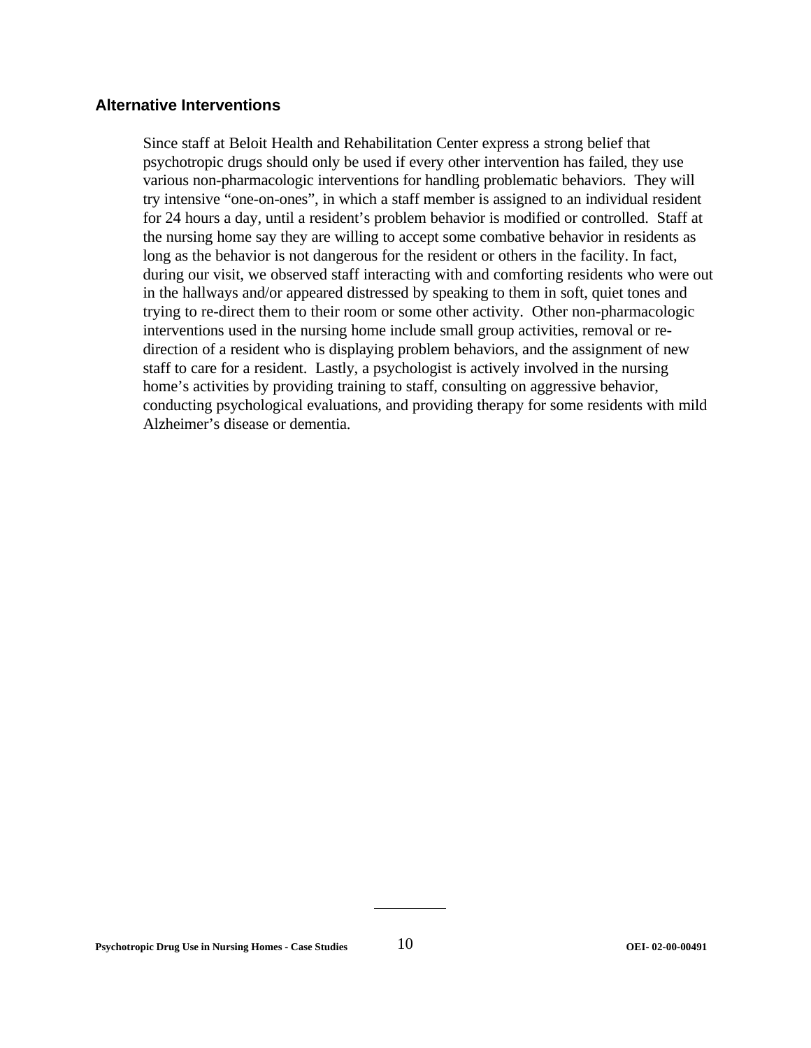### Alternative Interventions

Since staff at Beloit Health and Rehabilitation Center express a strong belief that psychotropic drugs should only be used if every other intervention has failed, they use various non-pharmacologic interventions for handling problematic behaviors. They will try intensive "one-on-ones", in which a staff member is assigned to an individual resident for 24 hours a day, until a resident's problem behavior is modified or controlled. Staff at the nursing home say they are willing to accept some combative behavior in residents as long as the behavior is not dangerous for the resident or others in the facility. In fact, during our visit, we observed staff interacting with and comforting residents who were out in the hallways and/or appeared distressed by speaking to them in soft, quiet tones and trying to re-direct them to their room or some other activity. Other non-pharmacologic interventions used in the nursing home include small group activities, removal or re-direction of a resident who is displaying problem behaviors, and the assignment of new staff to care for a resident. Lastly, a psychologist is actively involved in the nursing home's activities by providing training to staff, consulting on aggressive behavior, conducting psychological evaluations, and providing therapy for some residents with mild Alzheimer's disease or dementia.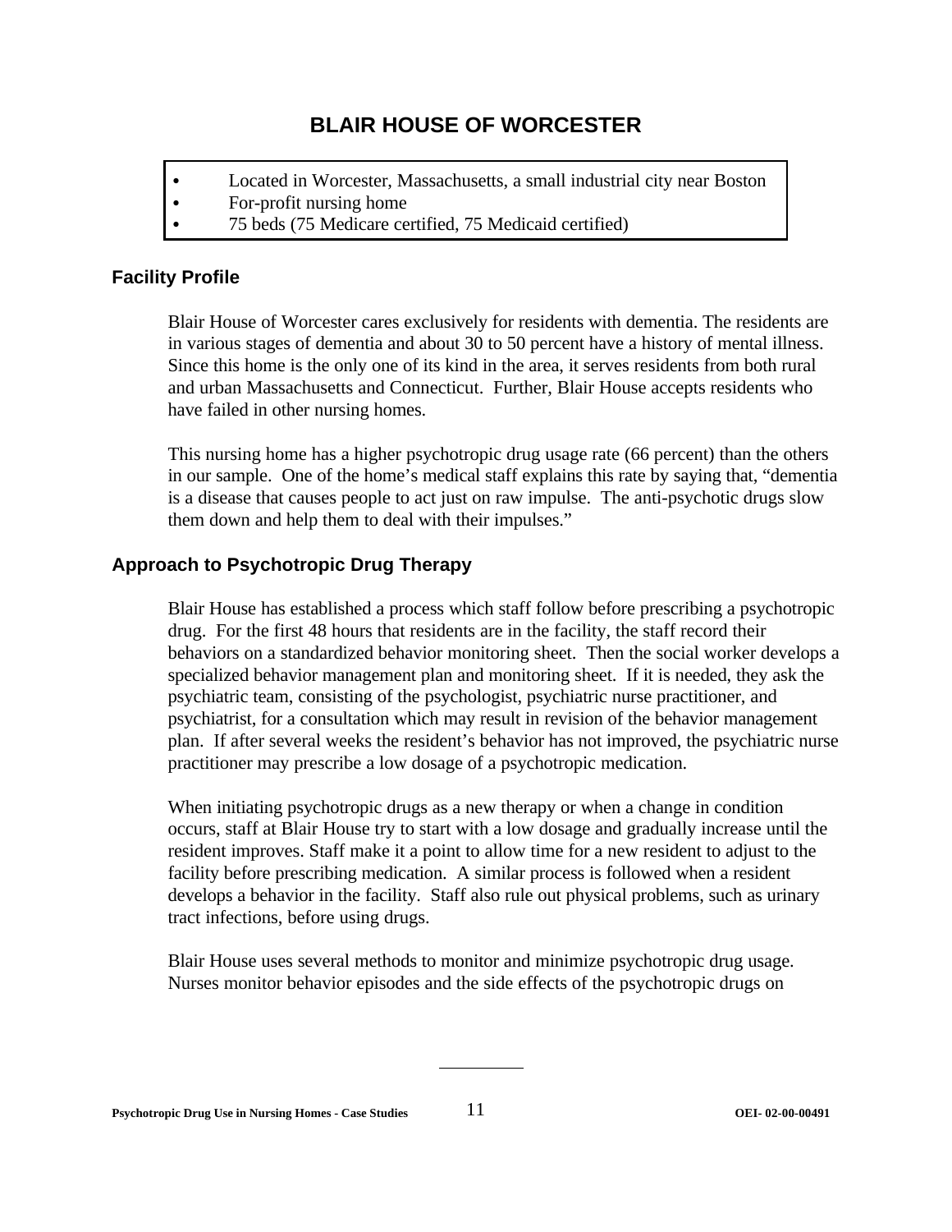# BLAIR HOUSE OF WORCESTER

- Located in Worcester, Massachusetts, a small industrial city near Boston
- For-profit nursing home
- 75 beds (75 Medicare certified, 75 Medicaid certified)

## Facility Profile

Blair House of Worcester cares exclusively for residents with dementia. The residents are in various stages of dementia and about 30 to 50 percent have a history of mental illness. Since this home is the only one of its kind in the area, it serves residents from both rural and urban Massachusetts and Connecticut. Further, Blair House accepts residents who have failed in other nursing homes.

This nursing home has a higher psychotropic drug usage rate (66 percent) than the others in our sample. One of the home's medical staff explains this rate by saying that, "dementia is a disease that causes people to act just on raw impulse. The anti-psychotic drugs slow them down and help them to deal with their impulses."

## Approach to Psychotropic Drug Therapy

Blair House has established a process which staff follow before prescribing a psychotropic drug. For the first 48 hours that residents are in the facility, the staff record their behaviors on a standardized behavior monitoring sheet. Then the social worker develops a specialized behavior management plan and monitoring sheet. If it is needed, they ask the psychiatric team, consisting of the psychologist, psychiatric nurse practitioner, and psychiatrist, for a consultation which may result in revision of the behavior management plan. If after several weeks the resident's behavior has not improved, the psychiatric nurse practitioner may prescribe a low dosage of a psychotropic medication.

When initiating psychotropic drugs as a new therapy or when a change in condition occurs, staff at Blair House try to start with a low dosage and gradually increase until the resident improves. Staff make it a point to allow time for a new resident to adjust to the facility before prescribing medication. A similar process is followed when a resident develops a behavior in the facility. Staff also rule out physical problems, such as urinary tract infections, before using drugs.

Blair House uses several methods to monitor and minimize psychotropic drug usage. Nurses monitor behavior episodes and the side effects of the psychotropic drugs on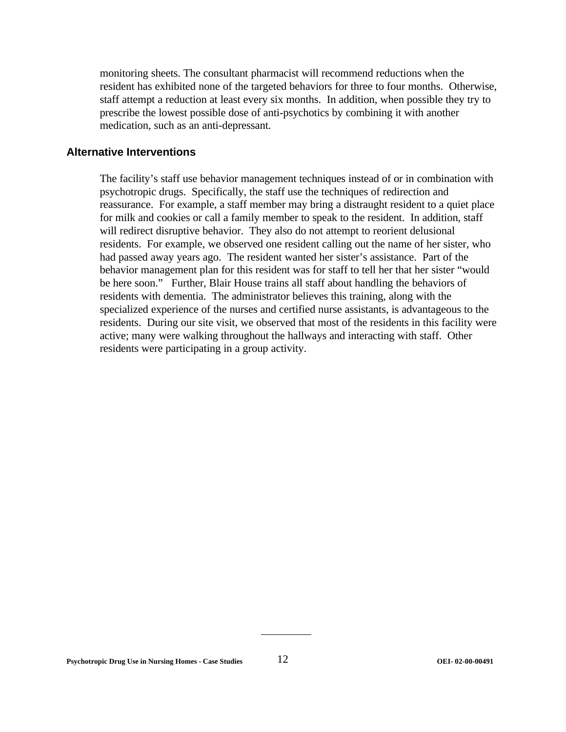monitoring sheets. The consultant pharmacist will recommend reductions when the resident has exhibited none of the targeted behaviors for three to four months. Otherwise, staff attempt a reduction at least every six months. In addition, when possible they try to prescribe the lowest possible dose of anti-psychotics by combining it with another medication, such as an anti-depressant.

### Alternative Interventions

The facility's staff use behavior management techniques instead of or in combination with psychotropic drugs. Specifically, the staff use the techniques of redirection and reassurance. For example, a staff member may bring a distraught resident to a quiet place for milk and cookies or call a family member to speak to the resident. In addition, staff will redirect disruptive behavior. They also do not attempt to reorient delusional residents. For example, we observed one resident calling out the name of her sister, who had passed away years ago. The resident wanted her sister's assistance. Part of the behavior management plan for this resident was for staff to tell her that her sister "would be here soon." Further, Blair House trains all staff about handling the behaviors of residents with dementia. The administrator believes this training, along with the specialized experience of the nurses and certified nurse assistants, is advantageous to the residents. During our site visit, we observed that most of the residents in this facility were active; many were walking throughout the hallways and interacting with staff. Other residents were participating in a group activity.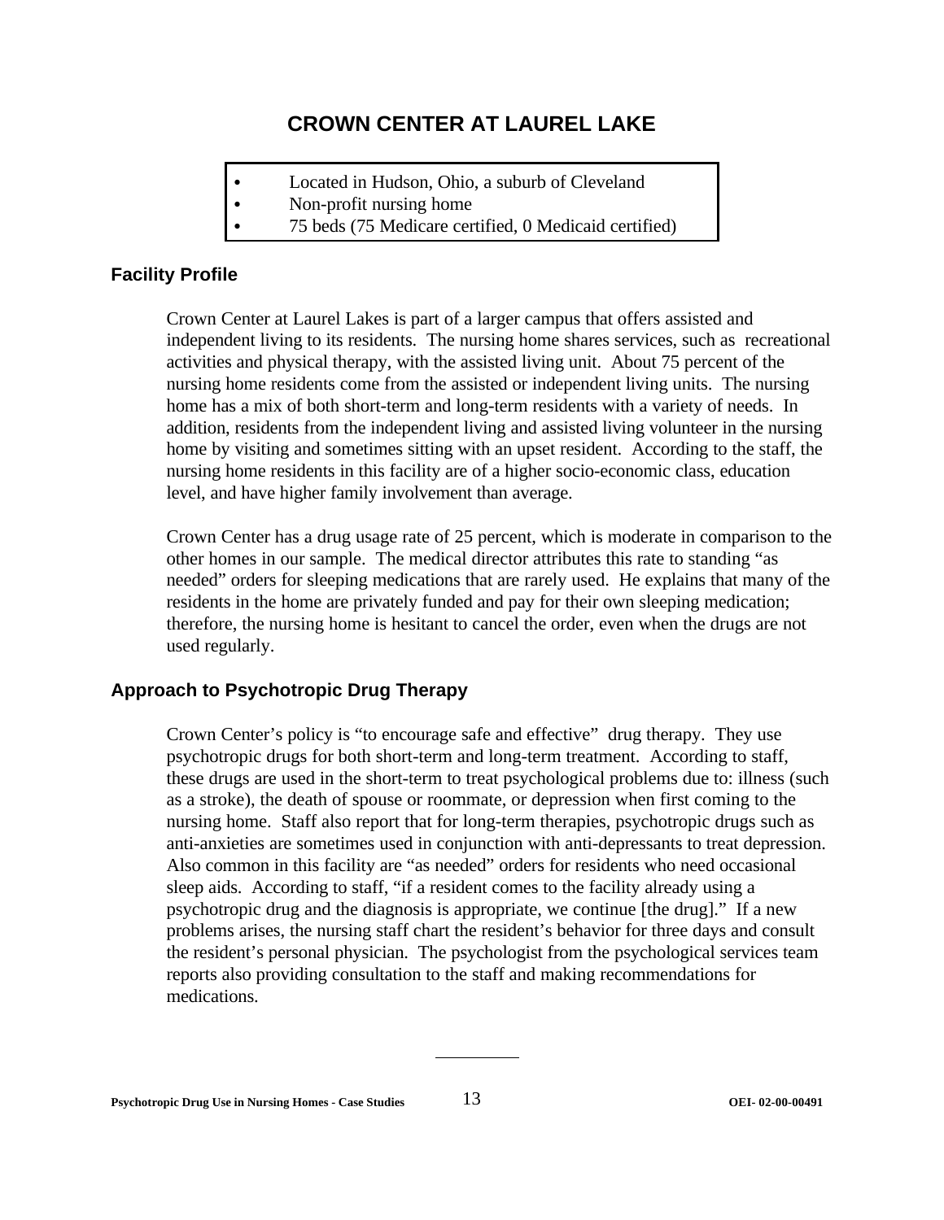# CROWN CENTER AT LAUREL LAKE

- Located in Hudson, Ohio, a suburb of Cleveland
- Non-profit nursing home
- 75 beds (75 Medicare certified, 0 Medicaid certified)

## Facility Profile

Crown Center at Laurel Lakes is part of a larger campus that offers assisted and independent living to its residents. The nursing home shares services, such as recreational activities and physical therapy, with the assisted living unit. About 75 percent of the nursing home residents come from the assisted or independent living units. The nursing home has a mix of both short-term and long-term residents with a variety of needs. In addition, residents from the independent living and assisted living volunteer in the nursing home by visiting and sometimes sitting with an upset resident. According to the staff, the nursing home residents in this facility are of a higher socio-economic class, education level, and have higher family involvement than average.

Crown Center has a drug usage rate of 25 percent, which is moderate in comparison to the other homes in our sample. The medical director attributes this rate to standing "as needed" orders for sleeping medications that are rarely used. He explains that many of the residents in the home are privately funded and pay for their own sleeping medication; therefore, the nursing home is hesitant to cancel the order, even when the drugs are not used regularly.

## Approach to Psychotropic Drug Therapy

Crown Center's policy is "to encourage safe and effective" drug therapy. They use psychotropic drugs for both short-term and long-term treatment. According to staff, these drugs are used in the short-term to treat psychological problems due to: illness (such as a stroke), the death of spouse or roommate, or depression when first coming to the nursing home. Staff also report that for long-term therapies, psychotropic drugs such as anti-anxieties are sometimes used in conjunction with anti-depressants to treat depression. Also common in this facility are "as needed" orders for residents who need occasional sleep aids. According to staff, "if a resident comes to the facility already using a psychotropic drug and the diagnosis is appropriate, we continue [the drug]." If a new problems arises, the nursing staff chart the resident's behavior for three days and consult the resident's personal physician. The psychologist from the psychological services team reports also providing consultation to the staff and making recommendations for medications.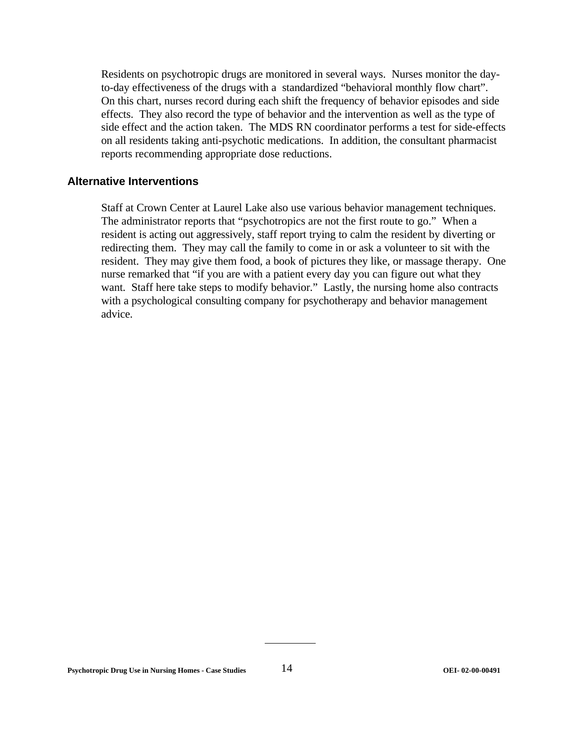Residents on psychotropic drugs are monitored in several ways. Nurses monitor the day-to-day effectiveness of the drugs with a standardized "behavioral monthly flow chart". On this chart, nurses record during each shift the frequency of behavior episodes and side effects. They also record the type of behavior and the intervention as well as the type of side effect and the action taken. The MDS RN coordinator performs a test for side-effects on all residents taking anti-psychotic medications. In addition, the consultant pharmacist reports recommending appropriate dose reductions.

## Alternative Interventions

Staff at Crown Center at Laurel Lake also use various behavior management techniques. The administrator reports that "psychotropics are not the first route to go." When a resident is acting out aggressively, staff report trying to calm the resident by diverting or redirecting them. They may call the family to come in or ask a volunteer to sit with the resident. They may give them food, a book of pictures they like, or massage therapy. One nurse remarked that "if you are with a patient every day you can figure out what they want. Staff here take steps to modify behavior." Lastly, the nursing home also contracts with a psychological consulting company for psychotherapy and behavior management advice.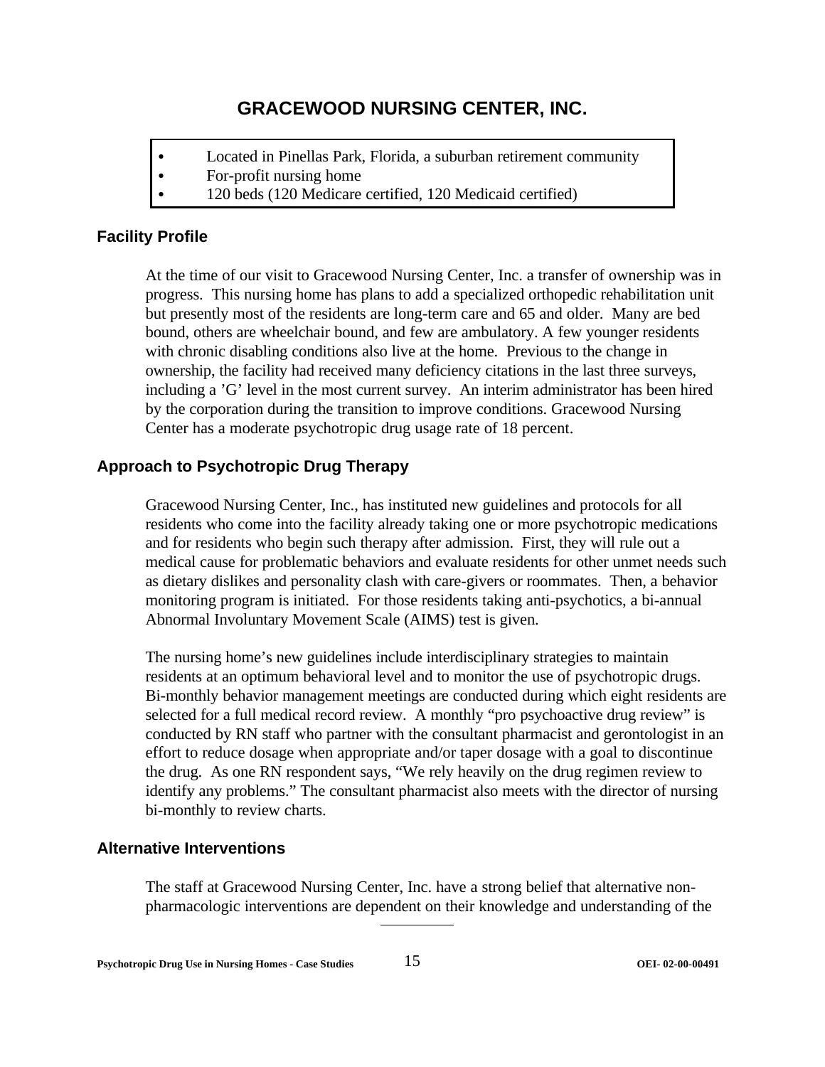# GRACEWOOD NURSING CENTER, INC.

- Located in Pinellas Park, Florida, a suburban retirement community
- For-profit nursing home
- 120 beds (120 Medicare certified, 120 Medicaid certified)

## Facility Profile

At the time of our visit to Gracewood Nursing Center, Inc. a transfer of ownership was in progress. This nursing home has plans to add a specialized orthopedic rehabilitation unit but presently most of the residents are long-term care and 65 and older. Many are bed bound, others are wheelchair bound, and few are ambulatory. A few younger residents with chronic disabling conditions also live at the home. Previous to the change in ownership, the facility had received many deficiency citations in the last three surveys, including a 'G' level in the most current survey. An interim administrator has been hired by the corporation during the transition to improve conditions. Gracewood Nursing Center has a moderate psychotropic drug usage rate of 18 percent.

## Approach to Psychotropic Drug Therapy

Gracewood Nursing Center, Inc., has instituted new guidelines and protocols for all residents who come into the facility already taking one or more psychotropic medications and for residents who begin such therapy after admission. First, they will rule out a medical cause for problematic behaviors and evaluate residents for other unmet needs such as dietary dislikes and personality clash with care-givers or roommates. Then, a behavior monitoring program is initiated. For those residents taking anti-psychotics, a bi-annual Abnormal Involuntary Movement Scale (AIMS) test is given.

The nursing home's new guidelines include interdisciplinary strategies to maintain residents at an optimum behavioral level and to monitor the use of psychotropic drugs. Bi-monthly behavior management meetings are conducted during which eight residents are selected for a full medical record review. A monthly "pro psychoactive drug review" is conducted by RN staff who partner with the consultant pharmacist and gerontologist in an effort to reduce dosage when appropriate and/or taper dosage with a goal to discontinue the drug. As one RN respondent says, "We rely heavily on the drug regimen review to identify any problems." The consultant pharmacist also meets with the director of nursing bi-monthly to review charts.

## Alternative Interventions

The staff at Gracewood Nursing Center, Inc. have a strong belief that alternative non-pharmacologic interventions are dependent on their knowledge and understanding of the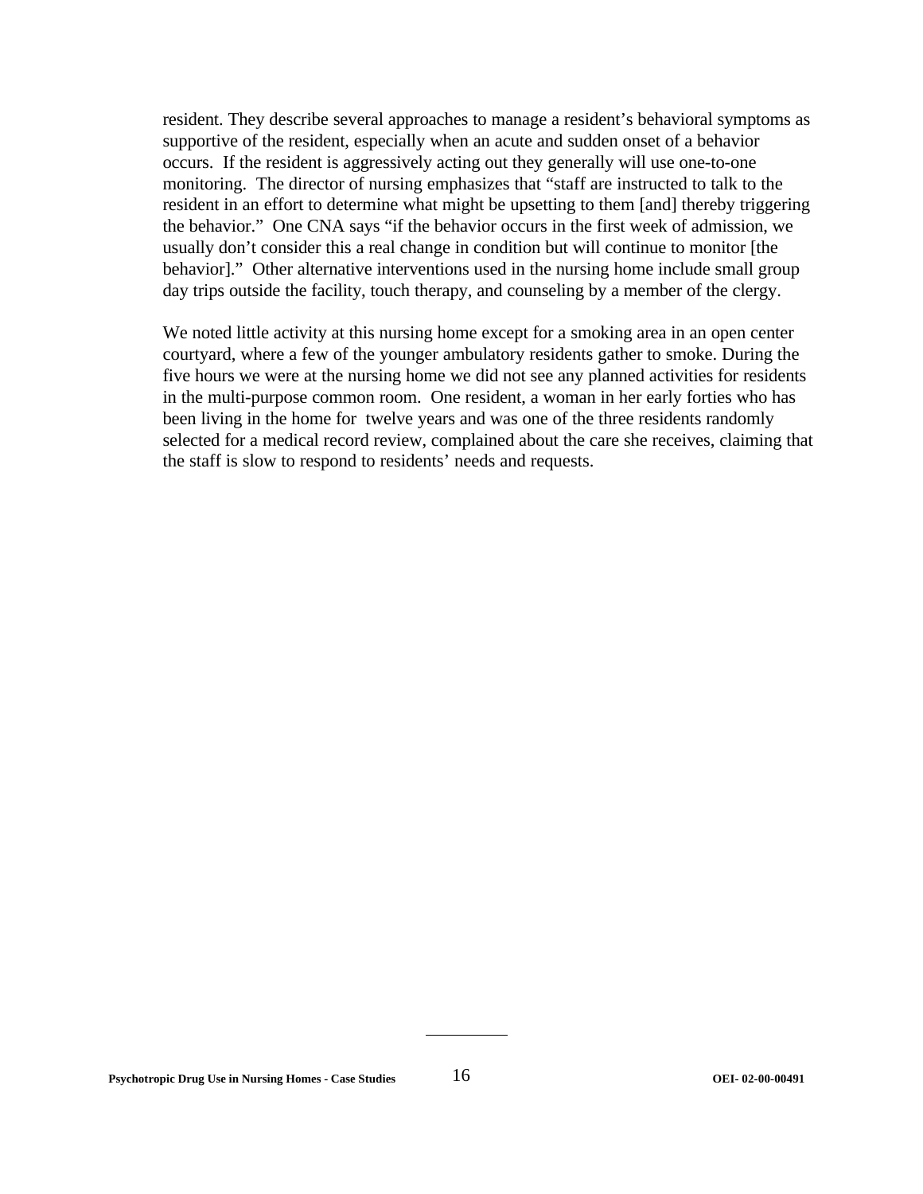resident. They describe several approaches to manage a resident's behavioral symptoms as supportive of the resident, especially when an acute and sudden onset of a behavior occurs. If the resident is aggressively acting out they generally will use one-to-one monitoring. The director of nursing emphasizes that "staff are instructed to talk to the resident in an effort to determine what might be upsetting to them [and] thereby triggering the behavior." One CNA says "if the behavior occurs in the first week of admission, we usually don't consider this a real change in condition but will continue to monitor [the behavior]." Other alternative interventions used in the nursing home include small group day trips outside the facility, touch therapy, and counseling by a member of the clergy.

We noted little activity at this nursing home except for a smoking area in an open center courtyard, where a few of the younger ambulatory residents gather to smoke. During the five hours we were at the nursing home we did not see any planned activities for residents in the multi-purpose common room. One resident, a woman in her early forties who has been living in the home for twelve years and was one of the three residents randomly selected for a medical record review, complained about the care she receives, claiming that the staff is slow to respond to residents' needs and requests.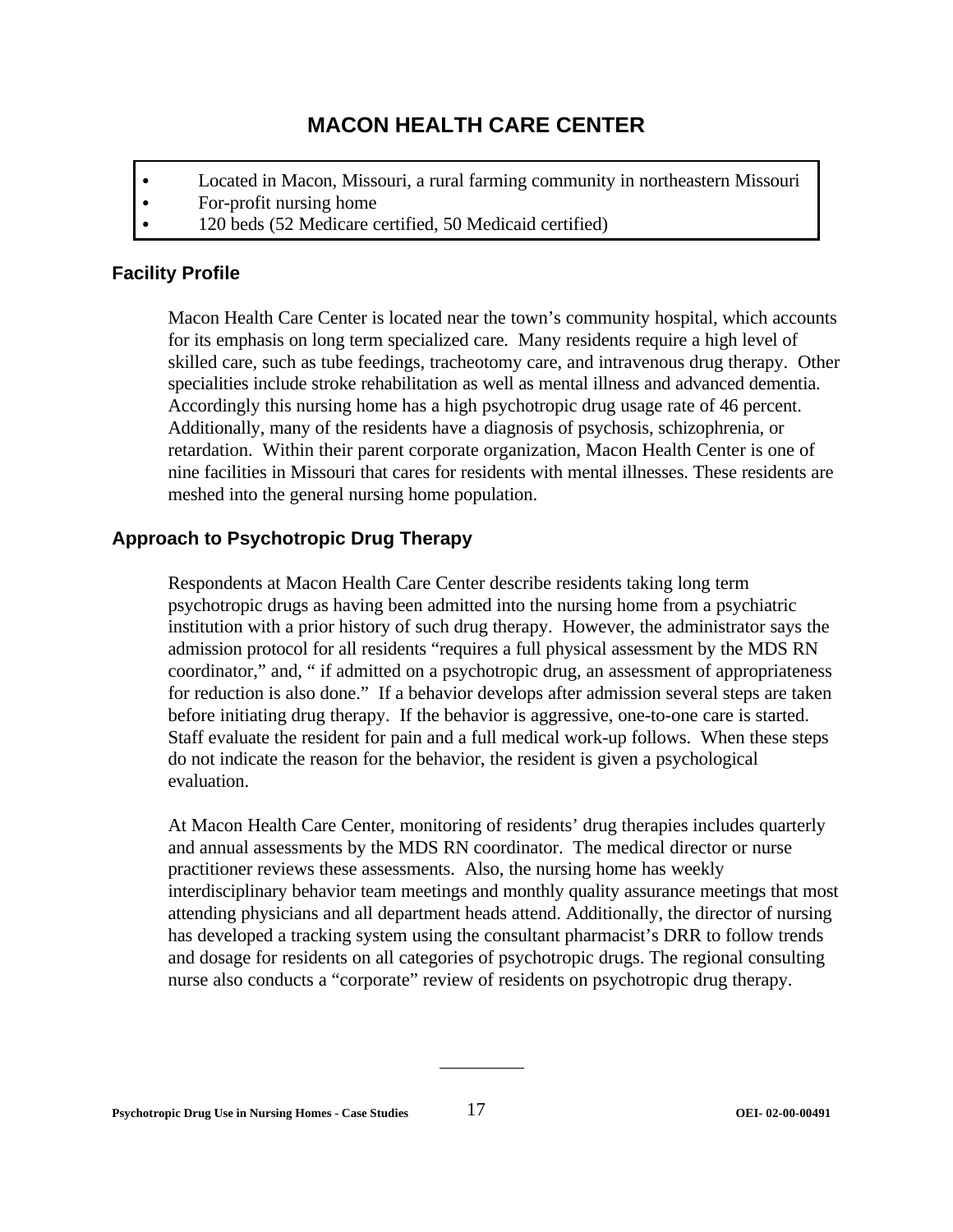# MACON HEALTH CARE CENTER

- Located in Macon, Missouri, a rural farming community in northeastern Missouri
- For-profit nursing home
- 120 beds (52 Medicare certified, 50 Medicaid certified)

## Facility Profile

Macon Health Care Center is located near the town's community hospital, which accounts for its emphasis on long term specialized care. Many residents require a high level of skilled care, such as tube feedings, tracheotomy care, and intravenous drug therapy. Other specialities include stroke rehabilitation as well as mental illness and advanced dementia. Accordingly this nursing home has a high psychotropic drug usage rate of 46 percent. Additionally, many of the residents have a diagnosis of psychosis, schizophrenia, or retardation. Within their parent corporate organization, Macon Health Center is one of nine facilities in Missouri that cares for residents with mental illnesses. These residents are meshed into the general nursing home population.

## Approach to Psychotropic Drug Therapy

Respondents at Macon Health Care Center describe residents taking long term psychotropic drugs as having been admitted into the nursing home from a psychiatric institution with a prior history of such drug therapy. However, the administrator says the admission protocol for all residents "requires a full physical assessment by the MDS RN coordinator," and, " if admitted on a psychotropic drug, an assessment of appropriateness for reduction is also done." If a behavior develops after admission several steps are taken before initiating drug therapy. If the behavior is aggressive, one-to-one care is started. Staff evaluate the resident for pain and a full medical work-up follows. When these steps do not indicate the reason for the behavior, the resident is given a psychological evaluation.

At Macon Health Care Center, monitoring of residents' drug therapies includes quarterly and annual assessments by the MDS RN coordinator. The medical director or nurse practitioner reviews these assessments. Also, the nursing home has weekly interdisciplinary behavior team meetings and monthly quality assurance meetings that most attending physicians and all department heads attend. Additionally, the director of nursing has developed a tracking system using the consultant pharmacist's DRR to follow trends and dosage for residents on all categories of psychotropic drugs. The regional consulting nurse also conducts a "corporate" review of residents on psychotropic drug therapy.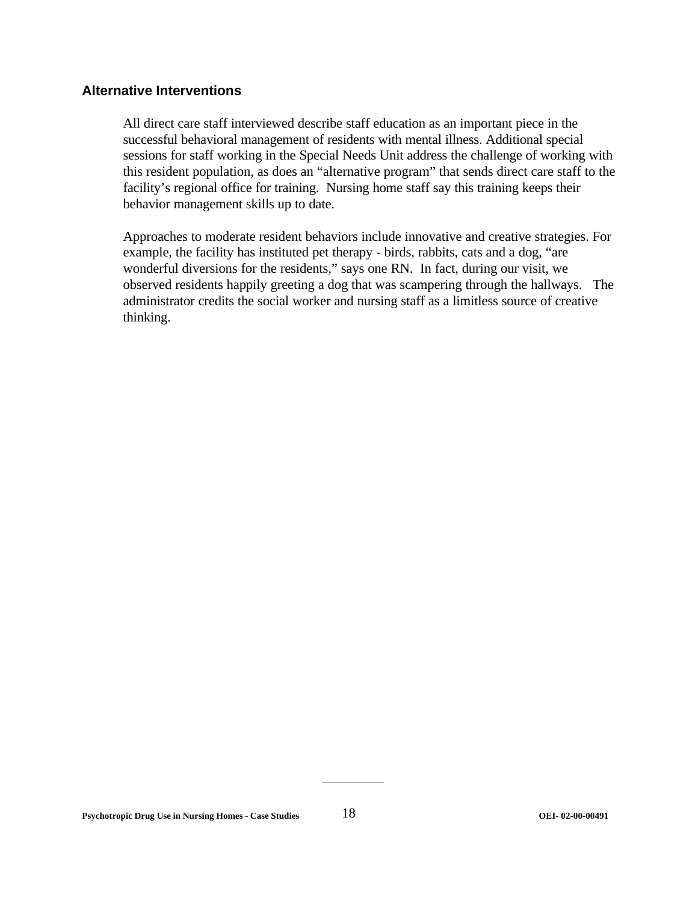### Alternative Interventions

All direct care staff interviewed describe staff education as an important piece in the successful behavioral management of residents with mental illness. Additional special sessions for staff working in the Special Needs Unit address the challenge of working with this resident population, as does an "alternative program" that sends direct care staff to the facility's regional office for training. Nursing home staff say this training keeps their behavior management skills up to date.

Approaches to moderate resident behaviors include innovative and creative strategies. For example, the facility has instituted pet therapy - birds, rabbits, cats and a dog, "are wonderful diversions for the residents," says one RN. In fact, during our visit, we observed residents happily greeting a dog that was scampering through the hallways. The administrator credits the social worker and nursing staff as a limitless source of creative thinking.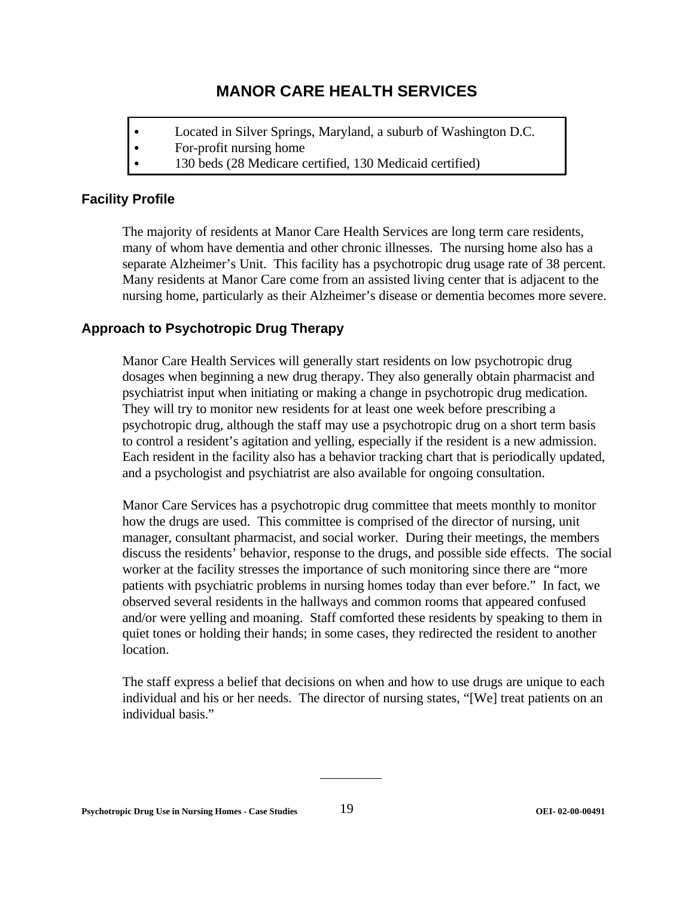## MANOR CARE HEALTH SERVICES

- Located in Silver Springs, Maryland, a suburb of Washington D.C.
- For-profit nursing home
- 130 beds (28 Medicare certified, 130 Medicaid certified)

### Facility Profile

The majority of residents at Manor Care Health Services are long term care residents, many of whom have dementia and other chronic illnesses. The nursing home also has a separate Alzheimer's Unit. This facility has a psychotropic drug usage rate of 38 percent. Many residents at Manor Care come from an assisted living center that is adjacent to the nursing home, particularly as their Alzheimer's disease or dementia becomes more severe.

### Approach to Psychotropic Drug Therapy

Manor Care Health Services will generally start residents on low psychotropic drug dosages when beginning a new drug therapy. They also generally obtain pharmacist and psychiatrist input when initiating or making a change in psychotropic drug medication. They will try to monitor new residents for at least one week before prescribing a psychotropic drug, although the staff may use a psychotropic drug on a short term basis to control a resident's agitation and yelling, especially if the resident is a new admission. Each resident in the facility also has a behavior tracking chart that is periodically updated, and a psychologist and psychiatrist are also available for ongoing consultation.

Manor Care Services has a psychotropic drug committee that meets monthly to monitor how the drugs are used. This committee is comprised of the director of nursing, unit manager, consultant pharmacist, and social worker. During their meetings, the members discuss the residents' behavior, response to the drugs, and possible side effects. The social worker at the facility stresses the importance of such monitoring since there are "more patients with psychiatric problems in nursing homes today than ever before." In fact, we observed several residents in the hallways and common rooms that appeared confused and/or were yelling and moaning. Staff comforted these residents by speaking to them in quiet tones or holding their hands; in some cases, they redirected the resident to another location.

The staff express a belief that decisions on when and how to use drugs are unique to each individual and his or her needs. The director of nursing states, "[We] treat patients on an individual basis."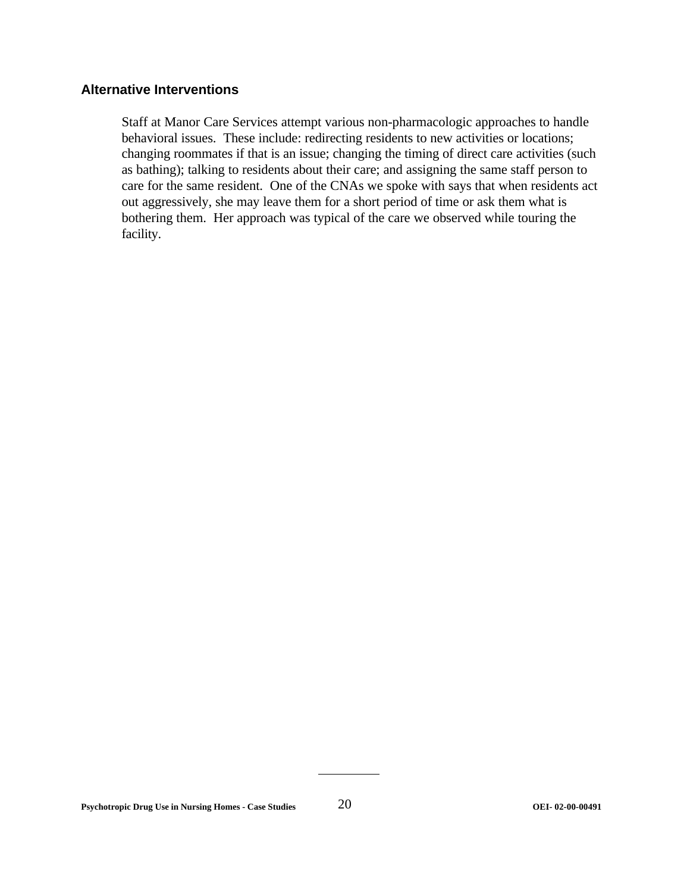### Alternative Interventions

Staff at Manor Care Services attempt various non-pharmacologic approaches to handle behavioral issues. These include: redirecting residents to new activities or locations; changing roommates if that is an issue; changing the timing of direct care activities (such as bathing); talking to residents about their care; and assigning the same staff person to care for the same resident. One of the CNAs we spoke with says that when residents act out aggressively, she may leave them for a short period of time or ask them what is bothering them. Her approach was typical of the care we observed while touring the facility.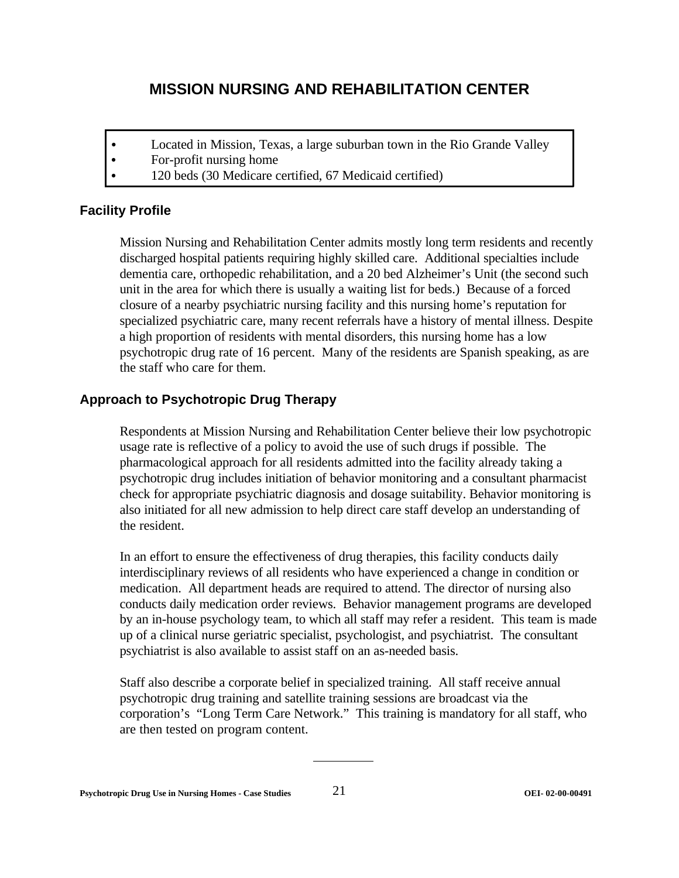## MISSION NURSING AND REHABILITATION CENTER

- Located in Mission, Texas, a large suburban town in the Rio Grande Valley
- For-profit nursing home
- 120 beds (30 Medicare certified, 67 Medicaid certified)

### Facility Profile

Mission Nursing and Rehabilitation Center admits mostly long term residents and recently discharged hospital patients requiring highly skilled care. Additional specialties include dementia care, orthopedic rehabilitation, and a 20 bed Alzheimer's Unit (the second such unit in the area for which there is usually a waiting list for beds.) Because of a forced closure of a nearby psychiatric nursing facility and this nursing home's reputation for specialized psychiatric care, many recent referrals have a history of mental illness. Despite a high proportion of residents with mental disorders, this nursing home has a low psychotropic drug rate of 16 percent. Many of the residents are Spanish speaking, as are the staff who care for them.

### Approach to Psychotropic Drug Therapy

Respondents at Mission Nursing and Rehabilitation Center believe their low psychotropic usage rate is reflective of a policy to avoid the use of such drugs if possible. The pharmacological approach for all residents admitted into the facility already taking a psychotropic drug includes initiation of behavior monitoring and a consultant pharmacist check for appropriate psychiatric diagnosis and dosage suitability. Behavior monitoring is also initiated for all new admission to help direct care staff develop an understanding of the resident.

In an effort to ensure the effectiveness of drug therapies, this facility conducts daily interdisciplinary reviews of all residents who have experienced a change in condition or medication. All department heads are required to attend. The director of nursing also conducts daily medication order reviews. Behavior management programs are developed by an in-house psychology team, to which all staff may refer a resident. This team is made up of a clinical nurse geriatric specialist, psychologist, and psychiatrist. The consultant psychiatrist is also available to assist staff on an as-needed basis.

Staff also describe a corporate belief in specialized training. All staff receive annual psychotropic drug training and satellite training sessions are broadcast via the corporation's "Long Term Care Network." This training is mandatory for all staff, who are then tested on program content.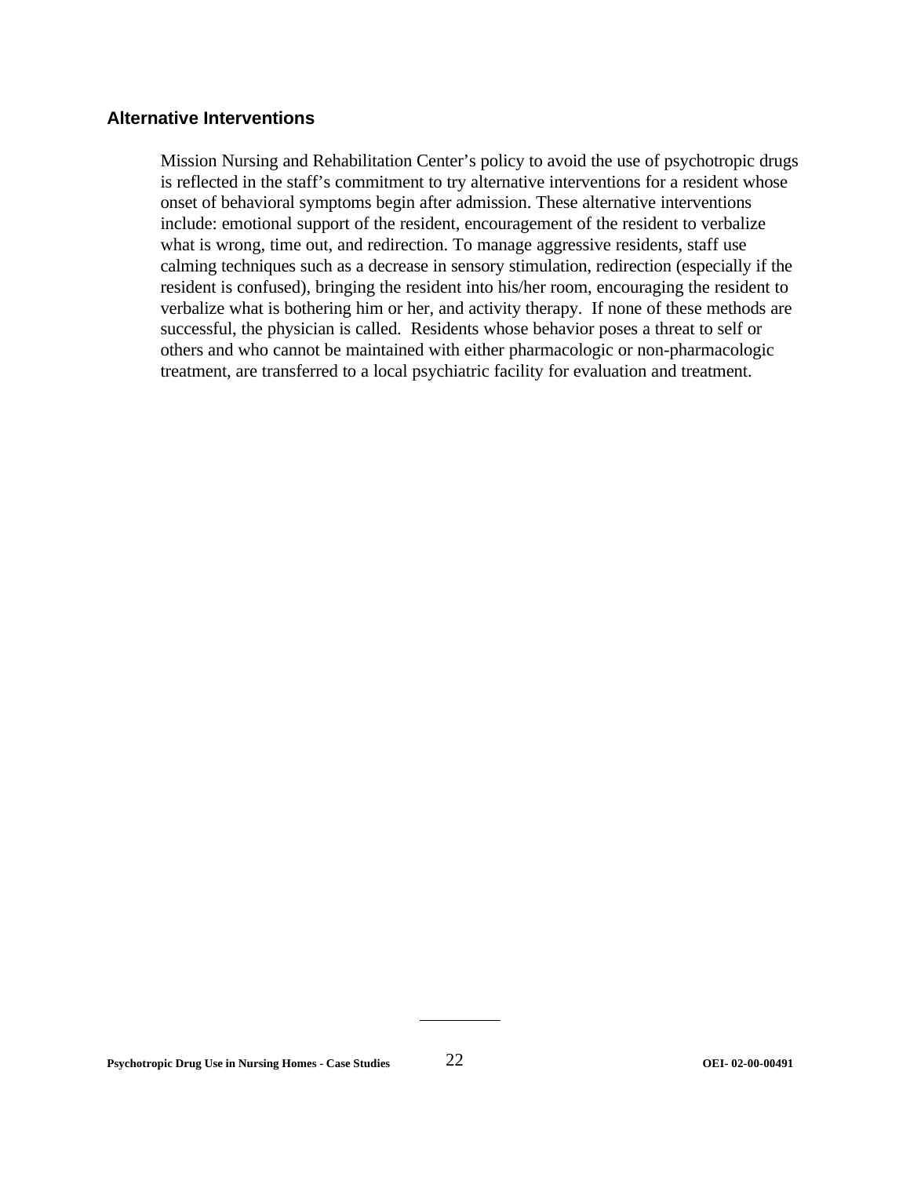### Alternative Interventions

Mission Nursing and Rehabilitation Center's policy to avoid the use of psychotropic drugs is reflected in the staff's commitment to try alternative interventions for a resident whose onset of behavioral symptoms begin after admission. These alternative interventions include: emotional support of the resident, encouragement of the resident to verbalize what is wrong, time out, and redirection. To manage aggressive residents, staff use calming techniques such as a decrease in sensory stimulation, redirection (especially if the resident is confused), bringing the resident into his/her room, encouraging the resident to verbalize what is bothering him or her, and activity therapy. If none of these methods are successful, the physician is called. Residents whose behavior poses a threat to self or others and who cannot be maintained with either pharmacologic or non-pharmacologic treatment, are transferred to a local psychiatric facility for evaluation and treatment.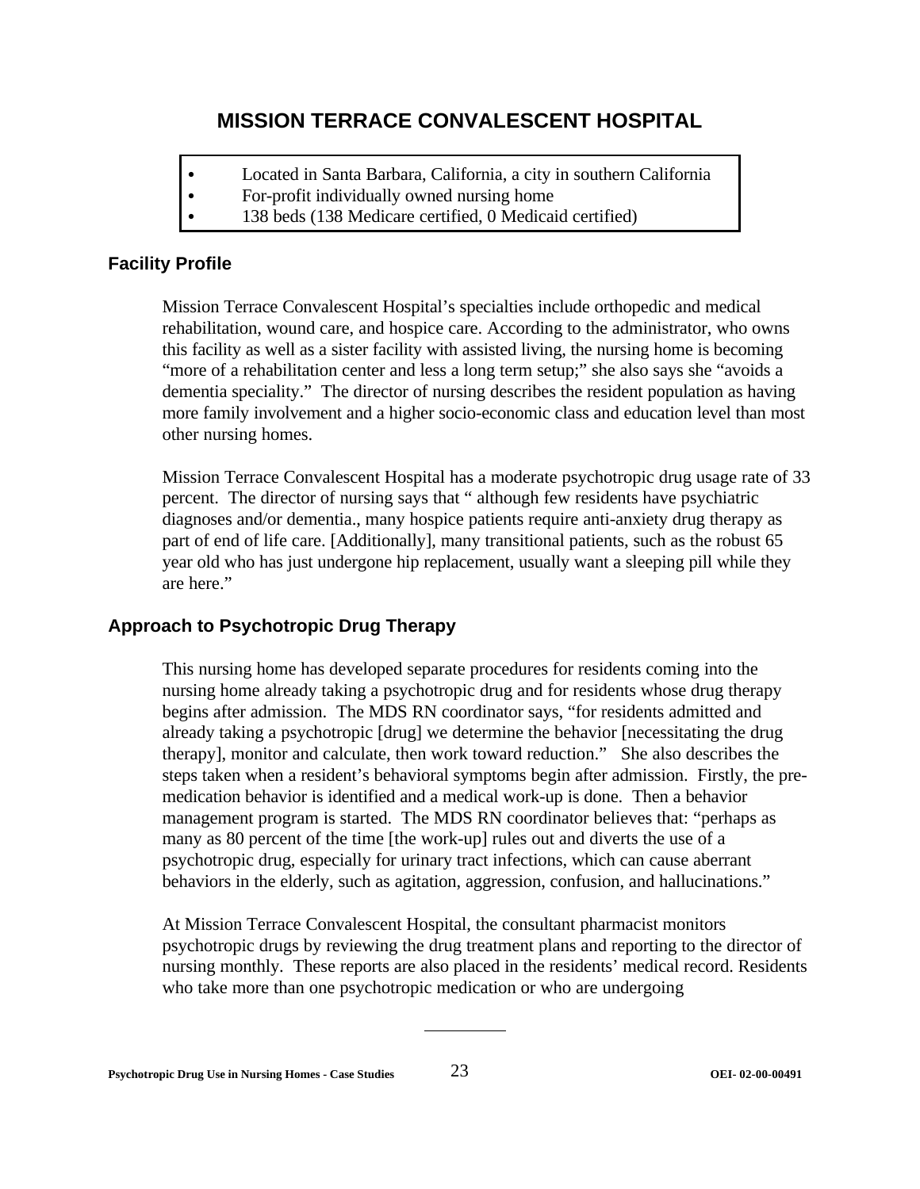# MISSION TERRACE CONVALESCENT HOSPITAL

- Located in Santa Barbara, California, a city in southern California
- For-profit individually owned nursing home
- 138 beds (138 Medicare certified, 0 Medicaid certified)

## Facility Profile

Mission Terrace Convalescent Hospital's specialties include orthopedic and medical rehabilitation, wound care, and hospice care. According to the administrator, who owns this facility as well as a sister facility with assisted living, the nursing home is becoming "more of a rehabilitation center and less a long term setup;" she also says she "avoids a dementia speciality." The director of nursing describes the resident population as having more family involvement and a higher socio-economic class and education level than most other nursing homes.

Mission Terrace Convalescent Hospital has a moderate psychotropic drug usage rate of 33 percent. The director of nursing says that " although few residents have psychiatric diagnoses and/or dementia., many hospice patients require anti-anxiety drug therapy as part of end of life care. [Additionally], many transitional patients, such as the robust 65 year old who has just undergone hip replacement, usually want a sleeping pill while they are here."

## Approach to Psychotropic Drug Therapy

This nursing home has developed separate procedures for residents coming into the nursing home already taking a psychotropic drug and for residents whose drug therapy begins after admission. The MDS RN coordinator says, "for residents admitted and already taking a psychotropic [drug] we determine the behavior [necessitating the drug therapy], monitor and calculate, then work toward reduction." She also describes the steps taken when a resident's behavioral symptoms begin after admission. Firstly, the pre-medication behavior is identified and a medical work-up is done. Then a behavior management program is started. The MDS RN coordinator believes that: "perhaps as many as 80 percent of the time [the work-up] rules out and diverts the use of a psychotropic drug, especially for urinary tract infections, which can cause aberrant behaviors in the elderly, such as agitation, aggression, confusion, and hallucinations."

At Mission Terrace Convalescent Hospital, the consultant pharmacist monitors psychotropic drugs by reviewing the drug treatment plans and reporting to the director of nursing monthly. These reports are also placed in the residents' medical record. Residents who take more than one psychotropic medication or who are undergoing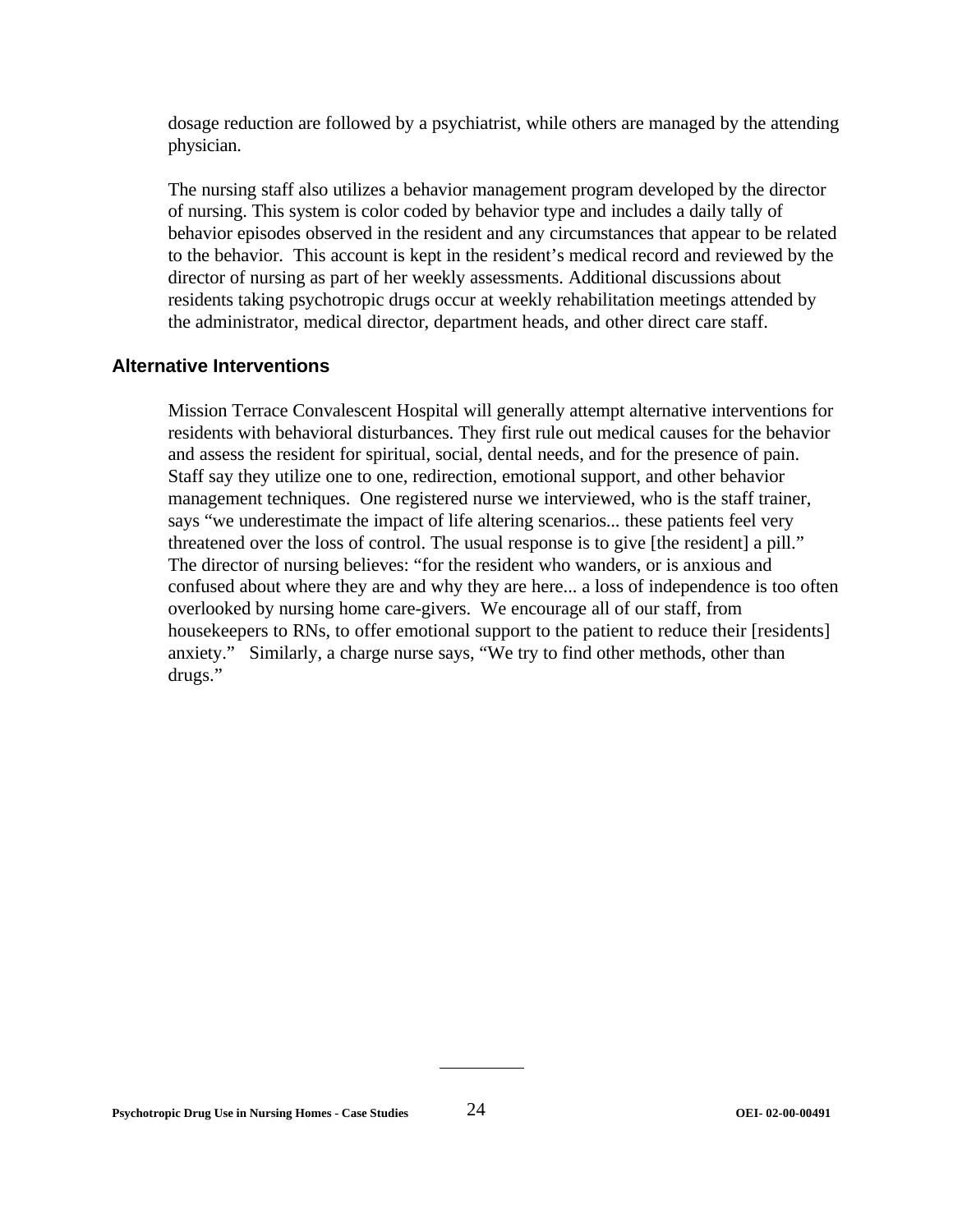dosage reduction are followed by a psychiatrist, while others are managed by the attending physician.

The nursing staff also utilizes a behavior management program developed by the director of nursing. This system is color coded by behavior type and includes a daily tally of behavior episodes observed in the resident and any circumstances that appear to be related to the behavior. This account is kept in the resident's medical record and reviewed by the director of nursing as part of her weekly assessments. Additional discussions about residents taking psychotropic drugs occur at weekly rehabilitation meetings attended by the administrator, medical director, department heads, and other direct care staff.

## Alternative Interventions

Mission Terrace Convalescent Hospital will generally attempt alternative interventions for residents with behavioral disturbances. They first rule out medical causes for the behavior and assess the resident for spiritual, social, dental needs, and for the presence of pain. Staff say they utilize one to one, redirection, emotional support, and other behavior management techniques. One registered nurse we interviewed, who is the staff trainer, says "we underestimate the impact of life altering scenarios... these patients feel very threatened over the loss of control. The usual response is to give [the resident] a pill." The director of nursing believes: "for the resident who wanders, or is anxious and confused about where they are and why they are here... a loss of independence is too often overlooked by nursing home care-givers. We encourage all of our staff, from housekeepers to RNs, to offer emotional support to the patient to reduce their [residents] anxiety." Similarly, a charge nurse says, "We try to find other methods, other than drugs."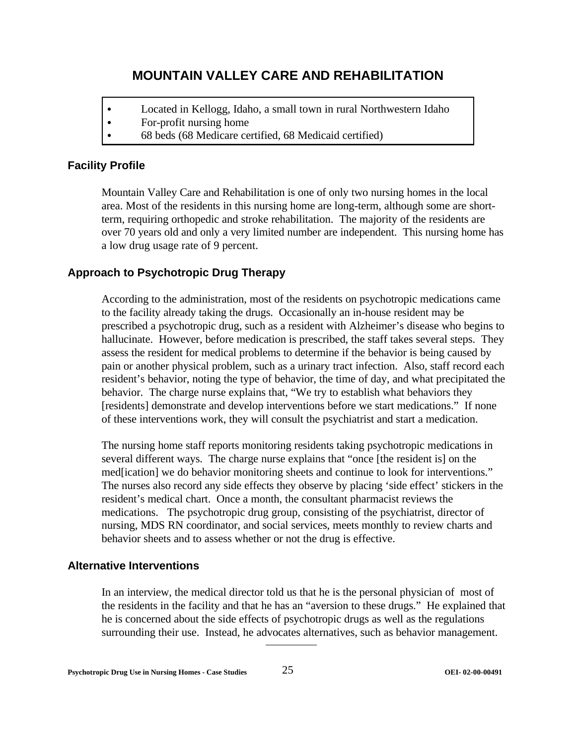# MOUNTAIN VALLEY CARE AND REHABILITATION

- Located in Kellogg, Idaho, a small town in rural Northwestern Idaho
- For-profit nursing home
- 68 beds (68 Medicare certified, 68 Medicaid certified)

## Facility Profile

Mountain Valley Care and Rehabilitation is one of only two nursing homes in the local area. Most of the residents in this nursing home are long-term, although some are short-term, requiring orthopedic and stroke rehabilitation. The majority of the residents are over 70 years old and only a very limited number are independent. This nursing home has a low drug usage rate of 9 percent.

## Approach to Psychotropic Drug Therapy

According to the administration, most of the residents on psychotropic medications came to the facility already taking the drugs. Occasionally an in-house resident may be prescribed a psychotropic drug, such as a resident with Alzheimer's disease who begins to hallucinate. However, before medication is prescribed, the staff takes several steps. They assess the resident for medical problems to determine if the behavior is being caused by pain or another physical problem, such as a urinary tract infection. Also, staff record each resident's behavior, noting the type of behavior, the time of day, and what precipitated the behavior. The charge nurse explains that, "We try to establish what behaviors they [residents] demonstrate and develop interventions before we start medications." If none of these interventions work, they will consult the psychiatrist and start a medication.

The nursing home staff reports monitoring residents taking psychotropic medications in several different ways. The charge nurse explains that "once [the resident is] on the med[ication] we do behavior monitoring sheets and continue to look for interventions." The nurses also record any side effects they observe by placing 'side effect' stickers in the resident's medical chart. Once a month, the consultant pharmacist reviews the medications. The psychotropic drug group, consisting of the psychiatrist, director of nursing, MDS RN coordinator, and social services, meets monthly to review charts and behavior sheets and to assess whether or not the drug is effective.

## Alternative Interventions

In an interview, the medical director told us that he is the personal physician of most of the residents in the facility and that he has an "aversion to these drugs." He explained that he is concerned about the side effects of psychotropic drugs as well as the regulations surrounding their use. Instead, he advocates alternatives, such as behavior management.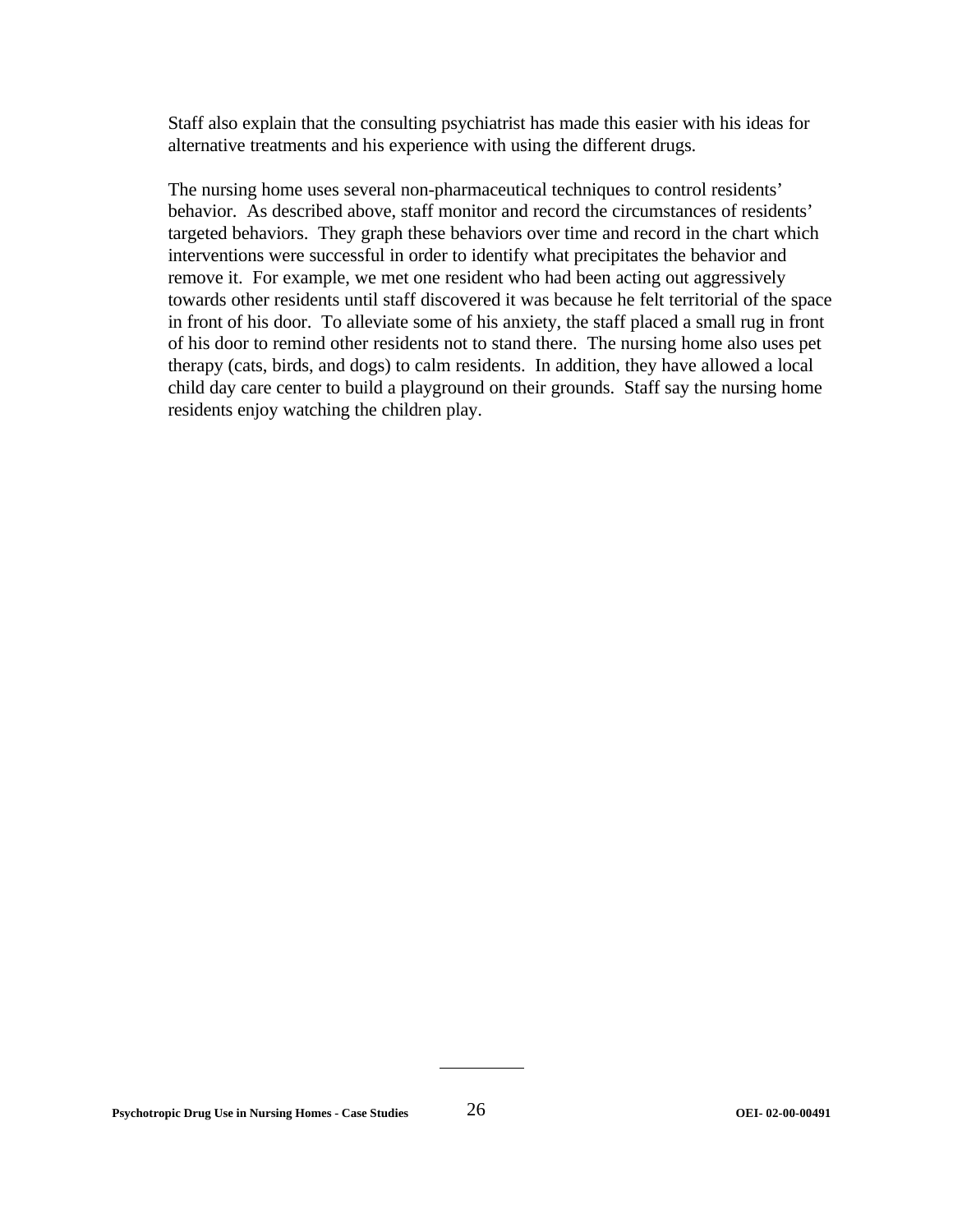Staff also explain that the consulting psychiatrist has made this easier with his ideas for alternative treatments and his experience with using the different drugs.

The nursing home uses several non-pharmaceutical techniques to control residents' behavior. As described above, staff monitor and record the circumstances of residents' targeted behaviors. They graph these behaviors over time and record in the chart which interventions were successful in order to identify what precipitates the behavior and remove it. For example, we met one resident who had been acting out aggressively towards other residents until staff discovered it was because he felt territorial of the space in front of his door. To alleviate some of his anxiety, the staff placed a small rug in front of his door to remind other residents not to stand there. The nursing home also uses pet therapy (cats, birds, and dogs) to calm residents. In addition, they have allowed a local child day care center to build a playground on their grounds. Staff say the nursing home residents enjoy watching the children play.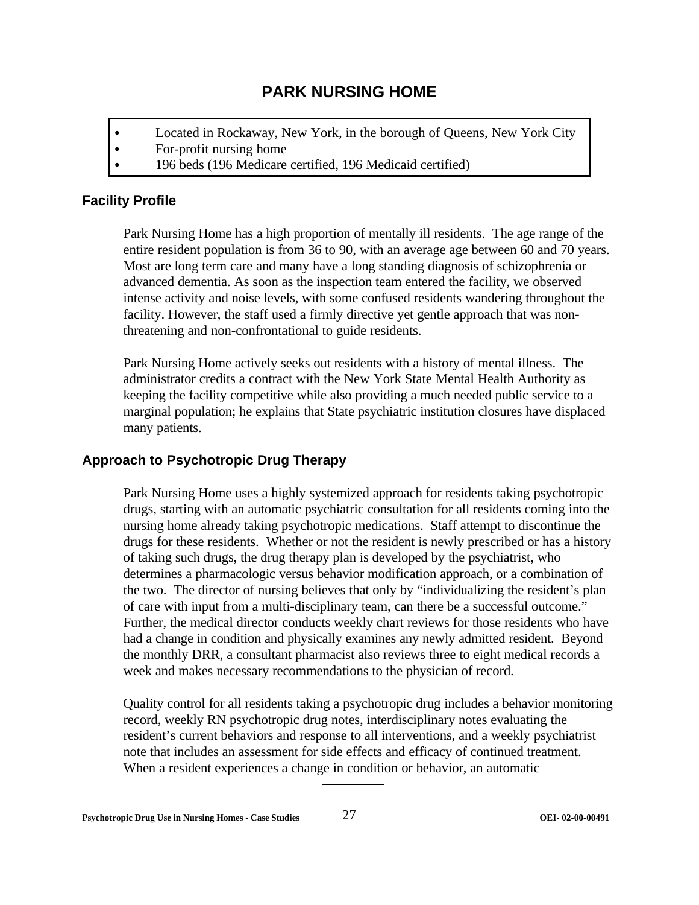# PARK NURSING HOME

- Located in Rockaway, New York, in the borough of Queens, New York City
- For-profit nursing home
- 196 beds (196 Medicare certified, 196 Medicaid certified)

## Facility Profile

Park Nursing Home has a high proportion of mentally ill residents. The age range of the entire resident population is from 36 to 90, with an average age between 60 and 70 years. Most are long term care and many have a long standing diagnosis of schizophrenia or advanced dementia. As soon as the inspection team entered the facility, we observed intense activity and noise levels, with some confused residents wandering throughout the facility. However, the staff used a firmly directive yet gentle approach that was non-threatening and non-confrontational to guide residents.

Park Nursing Home actively seeks out residents with a history of mental illness. The administrator credits a contract with the New York State Mental Health Authority as keeping the facility competitive while also providing a much needed public service to a marginal population; he explains that State psychiatric institution closures have displaced many patients.

## Approach to Psychotropic Drug Therapy

Park Nursing Home uses a highly systemized approach for residents taking psychotropic drugs, starting with an automatic psychiatric consultation for all residents coming into the nursing home already taking psychotropic medications. Staff attempt to discontinue the drugs for these residents. Whether or not the resident is newly prescribed or has a history of taking such drugs, the drug therapy plan is developed by the psychiatrist, who determines a pharmacologic versus behavior modification approach, or a combination of the two. The director of nursing believes that only by "individualizing the resident's plan of care with input from a multi-disciplinary team, can there be a successful outcome." Further, the medical director conducts weekly chart reviews for those residents who have had a change in condition and physically examines any newly admitted resident. Beyond the monthly DRR, a consultant pharmacist also reviews three to eight medical records a week and makes necessary recommendations to the physician of record.

Quality control for all residents taking a psychotropic drug includes a behavior monitoring record, weekly RN psychotropic drug notes, interdisciplinary notes evaluating the resident's current behaviors and response to all interventions, and a weekly psychiatrist note that includes an assessment for side effects and efficacy of continued treatment. When a resident experiences a change in condition or behavior, an automatic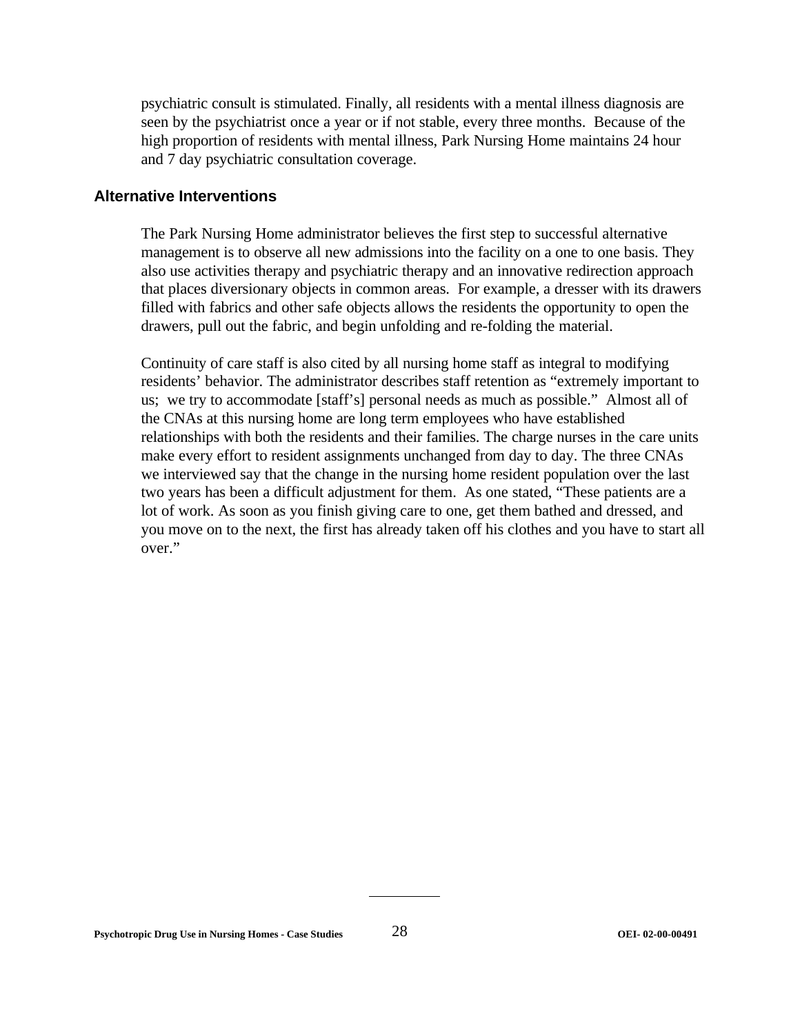psychiatric consult is stimulated. Finally, all residents with a mental illness diagnosis are seen by the psychiatrist once a year or if not stable, every three months. Because of the high proportion of residents with mental illness, Park Nursing Home maintains 24 hour and 7 day psychiatric consultation coverage.

### Alternative Interventions

The Park Nursing Home administrator believes the first step to successful alternative management is to observe all new admissions into the facility on a one to one basis. They also use activities therapy and psychiatric therapy and an innovative redirection approach that places diversionary objects in common areas. For example, a dresser with its drawers filled with fabrics and other safe objects allows the residents the opportunity to open the drawers, pull out the fabric, and begin unfolding and re-folding the material.

Continuity of care staff is also cited by all nursing home staff as integral to modifying residents' behavior. The administrator describes staff retention as "extremely important to us; we try to accommodate [staff's] personal needs as much as possible." Almost all of the CNAs at this nursing home are long term employees who have established relationships with both the residents and their families. The charge nurses in the care units make every effort to resident assignments unchanged from day to day. The three CNAs we interviewed say that the change in the nursing home resident population over the last two years has been a difficult adjustment for them. As one stated, "These patients are a lot of work. As soon as you finish giving care to one, get them bathed and dressed, and you move on to the next, the first has already taken off his clothes and you have to start all over."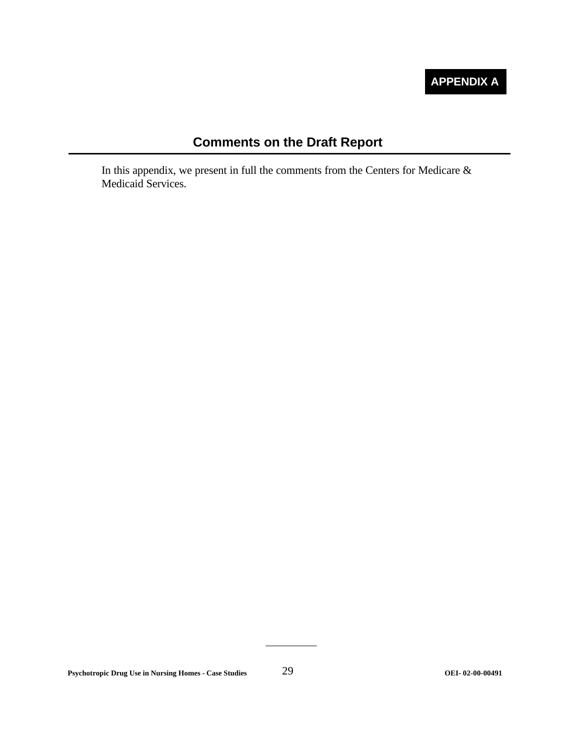**APPENDIX A**

## Comments on the Draft Report

In this appendix, we present in full the comments from the Centers for Medicare & Medicaid Services.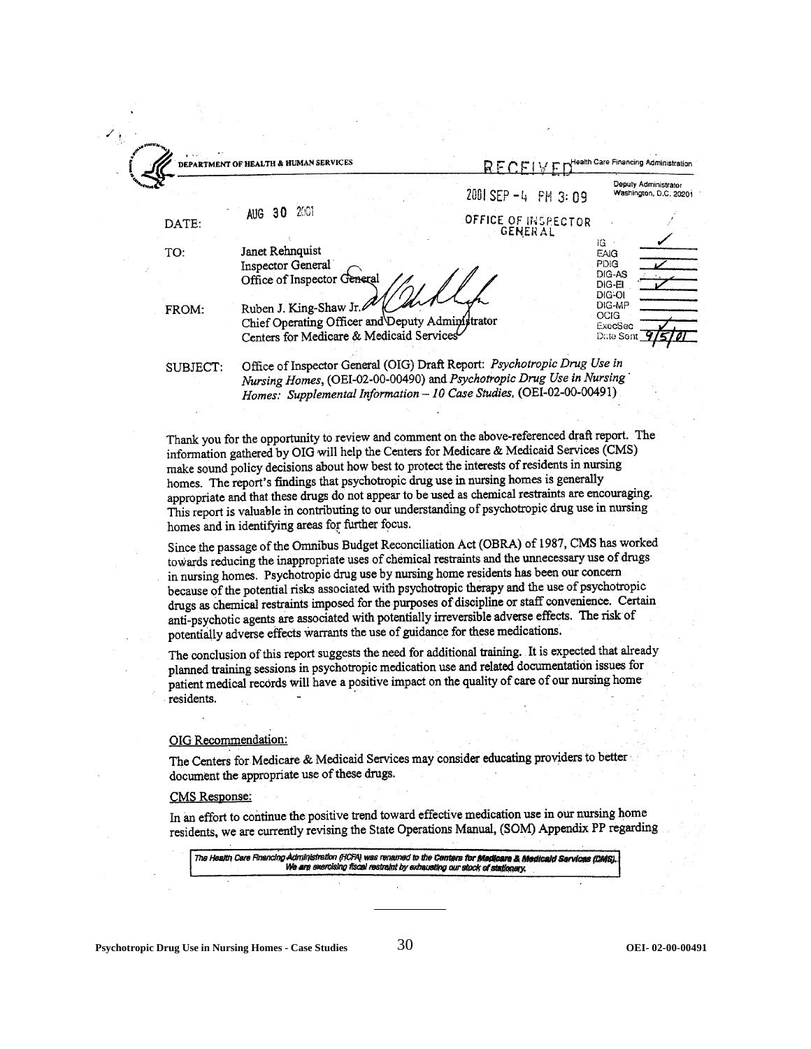DEPARTMENT OF HEALTH & HUMAN SERVICES

Health Care Financing Administration

Deputy Administrator
Washington, D.C. 20201

RECEIVED
2001 SEP -4 PM 3:09
OFFICE OF INSPECTOR GENERAL

| | |
|---|---|
| IG | ✓ |
| EAIG | |
| PDIG | ✓ |
| DIG-AS | |
| DIG-EI | ✓ |
| DIG-OI | |
| DIG-MP | |
| OCIG | |
| ExecSec | |
| Date Sent | 9/5/01 |

DATE: AUG 30 2001

TO: Janet Rehnquist
Inspector General
Office of Inspector General

FROM: Ruben J. King-Shaw Jr.
Chief Operating Officer and Deputy Administrator
Centers for Medicare & Medicaid Services

SUBJECT: Office of Inspector General (OIG) Draft Report: *Psychotropic Drug Use in Nursing Homes*, (OEI-02-00-00490) and *Psychotropic Drug Use in Nursing Homes: Supplemental Information – 10 Case Studies*, (OEI-02-00-00491)

Thank you for the opportunity to review and comment on the above-referenced draft report. The information gathered by OIG will help the Centers for Medicare & Medicaid Services (CMS) make sound policy decisions about how best to protect the interests of residents in nursing homes. The report's findings that psychotropic drug use in nursing homes is generally appropriate and that these drugs do not appear to be used as chemical restraints are encouraging. This report is valuable in contributing to our understanding of psychotropic drug use in nursing homes and in identifying areas for further focus.

Since the passage of the Omnibus Budget Reconciliation Act (OBRA) of 1987, CMS has worked towards reducing the inappropriate uses of chemical restraints and the unnecessary use of drugs in nursing homes. Psychotropic drug use by nursing home residents has been our concern because of the potential risks associated with psychotropic therapy and the use of psychotropic drugs as chemical restraints imposed for the purposes of discipline or staff convenience. Certain anti-psychotic agents are associated with potentially irreversible adverse effects. The risk of potentially adverse effects warrants the use of guidance for these medications.

The conclusion of this report suggests the need for additional training. It is expected that already planned training sessions in psychotropic medication use and related documentation issues for patient medical records will have a positive impact on the quality of care of our nursing home residents.

OIG Recommendation:

The Centers for Medicare & Medicaid Services may consider educating providers to better document the appropriate use of these drugs.

CMS Response:

In an effort to continue the positive trend toward effective medication use in our nursing home residents, we are currently revising the State Operations Manual, (SOM) Appendix PP regarding

*The Health Care Financing Administration (HCFA) was renamed to the Centers for Medicare & Medicaid Services (CMS). We are exercising fiscal restraint by exhausting our stock of stationery.*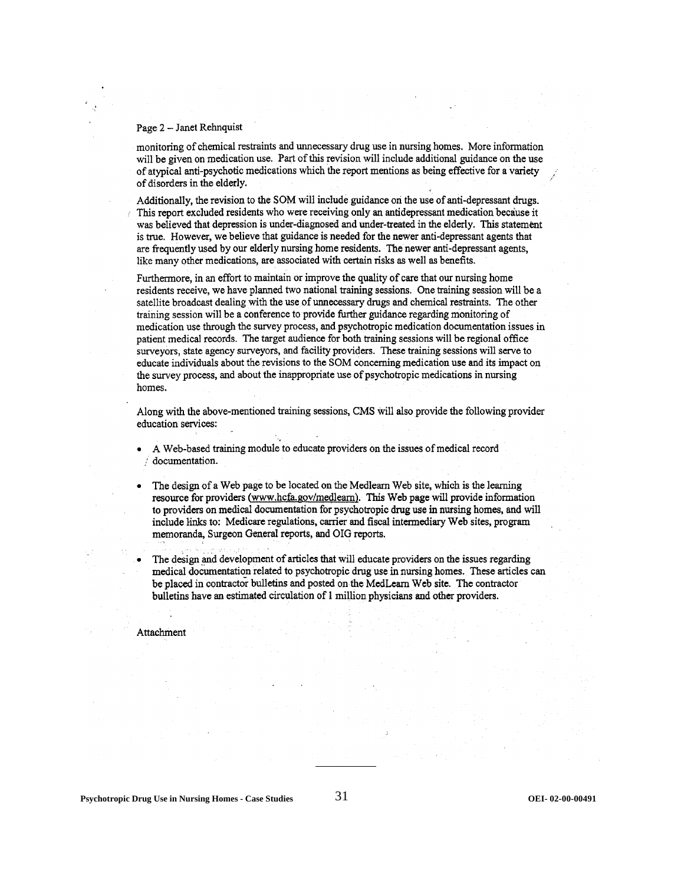Page 2 – Janet Rehnquist

monitoring of chemical restraints and unnecessary drug use in nursing homes. More information will be given on medication use. Part of this revision will include additional guidance on the use of atypical anti-psychotic medications which the report mentions as being effective for a variety of disorders in the elderly.

Additionally, the revision to the SOM will include guidance on the use of anti-depressant drugs. This report excluded residents who were receiving only an antidepressant medication because it was believed that depression is under-diagnosed and under-treated in the elderly. This statement is true. However, we believe that guidance is needed for the newer anti-depressant agents that are frequently used by our elderly nursing home residents. The newer anti-depressant agents, like many other medications, are associated with certain risks as well as benefits.

Furthermore, in an effort to maintain or improve the quality of care that our nursing home residents receive, we have planned two national training sessions. One training session will be a satellite broadcast dealing with the use of unnecessary drugs and chemical restraints. The other training session will be a conference to provide further guidance regarding monitoring of medication use through the survey process, and psychotropic medication documentation issues in patient medical records. The target audience for both training sessions will be regional office surveyors, state agency surveyors, and facility providers. These training sessions will serve to educate individuals about the revisions to the SOM concerning medication use and its impact on the survey process, and about the inappropriate use of psychotropic medications in nursing homes.

Along with the above-mentioned training sessions, CMS will also provide the following provider education services:

- A Web-based training module to educate providers on the issues of medical record documentation.
- The design of a Web page to be located on the Medlearn Web site, which is the learning resource for providers (www.hcfa.gov/medlearn). This Web page will provide information to providers on medical documentation for psychotropic drug use in nursing homes, and will include links to: Medicare regulations, carrier and fiscal intermediary Web sites, program memoranda, Surgeon General reports, and OIG reports.
- The design and development of articles that will educate providers on the issues regarding medical documentation related to psychotropic drug use in nursing homes. These articles can be placed in contractor bulletins and posted on the MedLearn Web site. The contractor bulletins have an estimated circulation of 1 million physicians and other providers.

Attachment